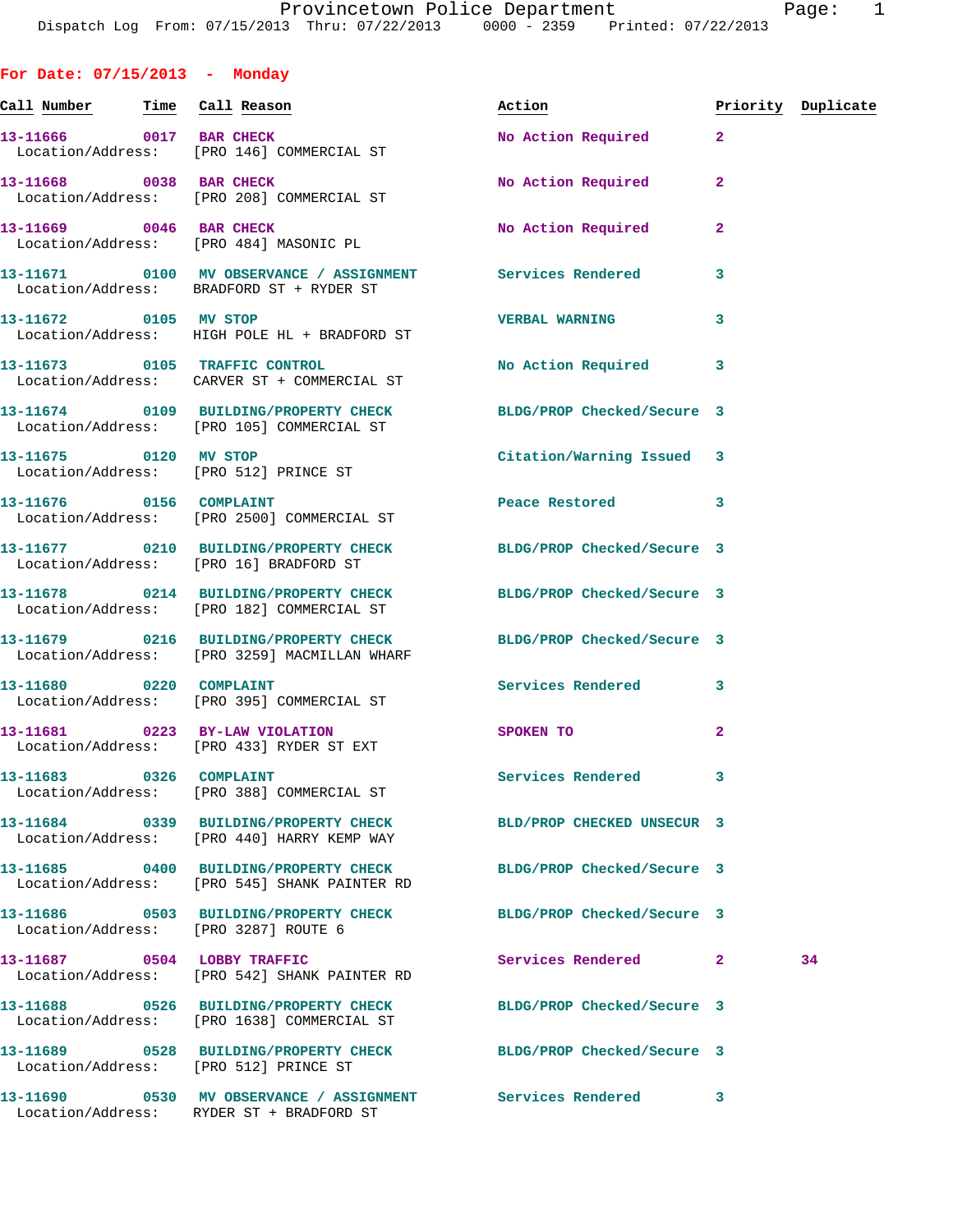Provincetown Police Department
Dispatch Log From: 07/15/2013 Thru: 07/22/2013 0000 - 2359 Printed: 07/22/2013

## For Date: 07/15/2013 - Monday

| Call Number | Time | Call Reason | Action | Priority | Duplicate |
|---|---|---|---|---|---|
| 13-11666 | 0017 | BAR CHECK<br>Location/Address: [PRO 146] COMMERCIAL ST | No Action Required | 2 | |
| 13-11668 | 0038 | BAR CHECK<br>Location/Address: [PRO 208] COMMERCIAL ST | No Action Required | 2 | |
| 13-11669 | 0046 | BAR CHECK<br>Location/Address: [PRO 484] MASONIC PL | No Action Required | 2 | |
| 13-11671 | 0100 | MV OBSERVANCE / ASSIGNMENT<br>Location/Address: BRADFORD ST + RYDER ST | Services Rendered | 3 | |
| 13-11672 | 0105 | MV STOP<br>Location/Address: HIGH POLE HL + BRADFORD ST | VERBAL WARNING | 3 | |
| 13-11673 | 0105 | TRAFFIC CONTROL<br>Location/Address: CARVER ST + COMMERCIAL ST | No Action Required | 3 | |
| 13-11674 | 0109 | BUILDING/PROPERTY CHECK<br>Location/Address: [PRO 105] COMMERCIAL ST | BLDG/PROP Checked/Secure | 3 | |
| 13-11675 | 0120 | MV STOP<br>Location/Address: [PRO 512] PRINCE ST | Citation/Warning Issued | 3 | |
| 13-11676 | 0156 | COMPLAINT<br>Location/Address: [PRO 2500] COMMERCIAL ST | Peace Restored | 3 | |
| 13-11677 | 0210 | BUILDING/PROPERTY CHECK<br>Location/Address: [PRO 16] BRADFORD ST | BLDG/PROP Checked/Secure | 3 | |
| 13-11678 | 0214 | BUILDING/PROPERTY CHECK<br>Location/Address: [PRO 182] COMMERCIAL ST | BLDG/PROP Checked/Secure | 3 | |
| 13-11679 | 0216 | BUILDING/PROPERTY CHECK<br>Location/Address: [PRO 3259] MACMILLAN WHARF | BLDG/PROP Checked/Secure | 3 | |
| 13-11680 | 0220 | COMPLAINT<br>Location/Address: [PRO 395] COMMERCIAL ST | Services Rendered | 3 | |
| 13-11681 | 0223 | BY-LAW VIOLATION<br>Location/Address: [PRO 433] RYDER ST EXT | SPOKEN TO | 2 | |
| 13-11683 | 0326 | COMPLAINT<br>Location/Address: [PRO 388] COMMERCIAL ST | Services Rendered | 3 | |
| 13-11684 | 0339 | BUILDING/PROPERTY CHECK<br>Location/Address: [PRO 440] HARRY KEMP WAY | BLD/PROP CHECKED UNSECUR | 3 | |
| 13-11685 | 0400 | BUILDING/PROPERTY CHECK<br>Location/Address: [PRO 545] SHANK PAINTER RD | BLDG/PROP Checked/Secure | 3 | |
| 13-11686 | 0503 | BUILDING/PROPERTY CHECK<br>Location/Address: [PRO 3287] ROUTE 6 | BLDG/PROP Checked/Secure | 3 | |
| 13-11687 | 0504 | LOBBY TRAFFIC<br>Location/Address: [PRO 542] SHANK PAINTER RD | Services Rendered | 2 | 34 |
| 13-11688 | 0526 | BUILDING/PROPERTY CHECK<br>Location/Address: [PRO 1638] COMMERCIAL ST | BLDG/PROP Checked/Secure | 3 | |
| 13-11689 | 0528 | BUILDING/PROPERTY CHECK<br>Location/Address: [PRO 512] PRINCE ST | BLDG/PROP Checked/Secure | 3 | |
| 13-11690 | 0530 | MV OBSERVANCE / ASSIGNMENT<br>Location/Address: RYDER ST + BRADFORD ST | Services Rendered | 3 | |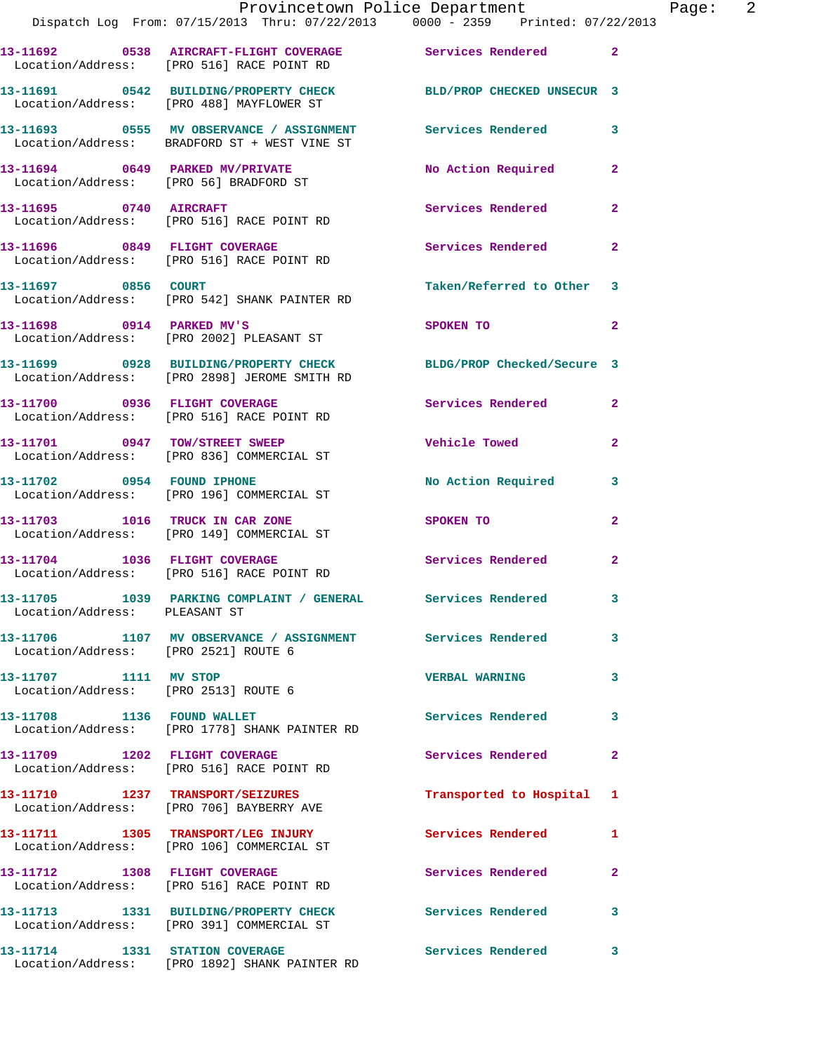13-11692 0538 AIRCRAFT-FLIGHT COVERAGE Services Rendered 2
Location/Address: [PRO 516] RACE POINT RD

13-11691 0542 BUILDING/PROPERTY CHECK BLD/PROP CHECKED UNSECUR 3
Location/Address: [PRO 488] MAYFLOWER ST

13-11693 0555 MV OBSERVANCE / ASSIGNMENT Services Rendered 3
Location/Address: BRADFORD ST + WEST VINE ST

13-11694 0649 PARKED MV/PRIVATE No Action Required 2
Location/Address: [PRO 56] BRADFORD ST

13-11695 0740 AIRCRAFT Services Rendered 2
Location/Address: [PRO 516] RACE POINT RD

13-11696 0849 FLIGHT COVERAGE Services Rendered 2
Location/Address: [PRO 516] RACE POINT RD

13-11697 0856 COURT Taken/Referred to Other 3
Location/Address: [PRO 542] SHANK PAINTER RD

13-11698 0914 PARKED MV'S SPOKEN TO 2
Location/Address: [PRO 2002] PLEASANT ST

13-11699 0928 BUILDING/PROPERTY CHECK BLDG/PROP Checked/Secure 3
Location/Address: [PRO 2898] JEROME SMITH RD

13-11700 0936 FLIGHT COVERAGE Services Rendered 2
Location/Address: [PRO 516] RACE POINT RD

13-11701 0947 TOW/STREET SWEEP Vehicle Towed 2
Location/Address: [PRO 836] COMMERCIAL ST

13-11702 0954 FOUND IPHONE No Action Required 3
Location/Address: [PRO 196] COMMERCIAL ST

13-11703 1016 TRUCK IN CAR ZONE SPOKEN TO 2
Location/Address: [PRO 149] COMMERCIAL ST

13-11704 1036 FLIGHT COVERAGE Services Rendered 2
Location/Address: [PRO 516] RACE POINT RD

13-11705 1039 PARKING COMPLAINT / GENERAL Services Rendered 3
Location/Address: PLEASANT ST

13-11706 1107 MV OBSERVANCE / ASSIGNMENT Services Rendered 3
Location/Address: [PRO 2521] ROUTE 6

13-11707 1111 MV STOP VERBAL WARNING 3
Location/Address: [PRO 2513] ROUTE 6

13-11708 1136 FOUND WALLET Services Rendered 3
Location/Address: [PRO 1778] SHANK PAINTER RD

13-11709 1202 FLIGHT COVERAGE Services Rendered 2
Location/Address: [PRO 516] RACE POINT RD

13-11710 1237 TRANSPORT/SEIZURES Transported to Hospital 1
Location/Address: [PRO 706] BAYBERRY AVE

13-11711 1305 TRANSPORT/LEG INJURY Services Rendered 1
Location/Address: [PRO 106] COMMERCIAL ST

13-11712 1308 FLIGHT COVERAGE Services Rendered 2
Location/Address: [PRO 516] RACE POINT RD

13-11713 1331 BUILDING/PROPERTY CHECK Services Rendered 3
Location/Address: [PRO 391] COMMERCIAL ST

13-11714 1331 STATION COVERAGE Services Rendered 3
Location/Address: [PRO 1892] SHANK PAINTER RD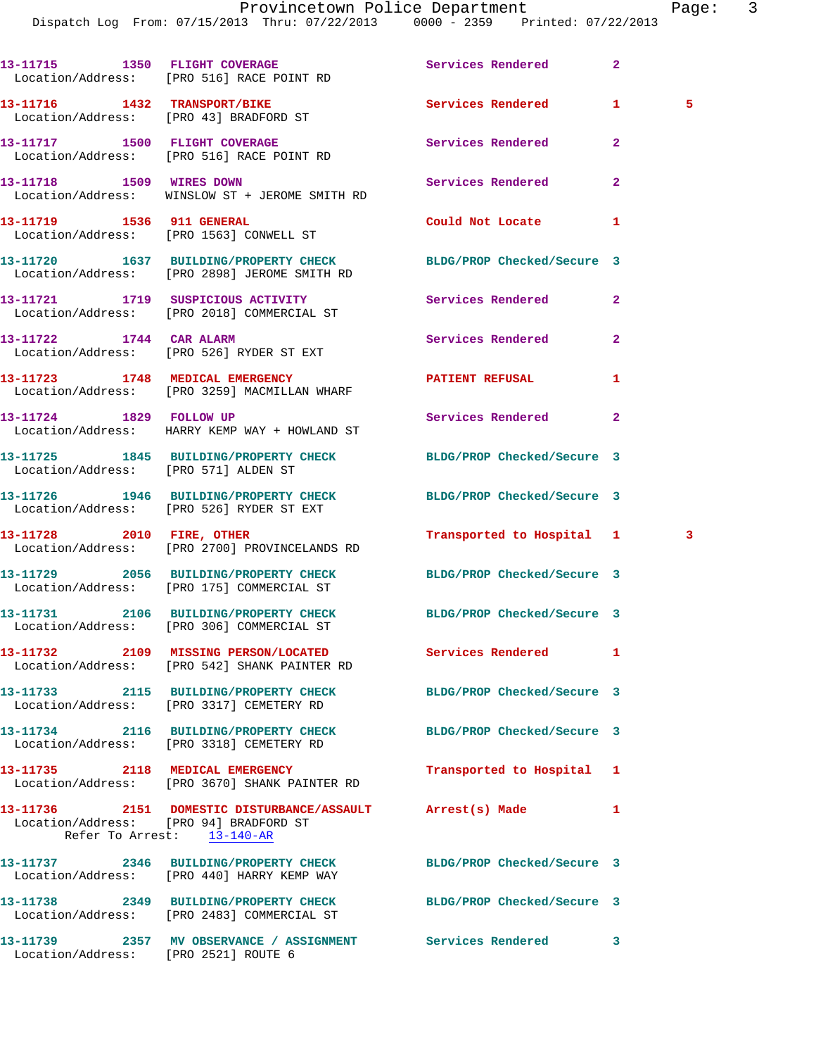13-11715 1350 FLIGHT COVERAGE Services Rendered 2
Location/Address: [PRO 516] RACE POINT RD

13-11716 1432 TRANSPORT/BIKE Services Rendered 1 5
Location/Address: [PRO 43] BRADFORD ST

13-11717 1500 FLIGHT COVERAGE Services Rendered 2
Location/Address: [PRO 516] RACE POINT RD

13-11718 1509 WIRES DOWN Services Rendered 2
Location/Address: WINSLOW ST + JEROME SMITH RD

13-11719 1536 911 GENERAL Could Not Locate 1
Location/Address: [PRO 1563] CONWELL ST

13-11720 1637 BUILDING/PROPERTY CHECK BLDG/PROP Checked/Secure 3
Location/Address: [PRO 2898] JEROME SMITH RD

13-11721 1719 SUSPICIOUS ACTIVITY Services Rendered 2
Location/Address: [PRO 2018] COMMERCIAL ST

13-11722 1744 CAR ALARM Services Rendered 2
Location/Address: [PRO 526] RYDER ST EXT

13-11723 1748 MEDICAL EMERGENCY PATIENT REFUSAL 1
Location/Address: [PRO 3259] MACMILLAN WHARF

13-11724 1829 FOLLOW UP Services Rendered 2
Location/Address: HARRY KEMP WAY + HOWLAND ST

13-11725 1845 BUILDING/PROPERTY CHECK BLDG/PROP Checked/Secure 3
Location/Address: [PRO 571] ALDEN ST

13-11726 1946 BUILDING/PROPERTY CHECK BLDG/PROP Checked/Secure 3
Location/Address: [PRO 526] RYDER ST EXT

13-11728 2010 FIRE, OTHER Transported to Hospital 1 3
Location/Address: [PRO 2700] PROVINCELANDS RD

13-11729 2056 BUILDING/PROPERTY CHECK BLDG/PROP Checked/Secure 3
Location/Address: [PRO 175] COMMERCIAL ST

13-11731 2106 BUILDING/PROPERTY CHECK BLDG/PROP Checked/Secure 3
Location/Address: [PRO 306] COMMERCIAL ST

13-11732 2109 MISSING PERSON/LOCATED Services Rendered 1
Location/Address: [PRO 542] SHANK PAINTER RD

13-11733 2115 BUILDING/PROPERTY CHECK BLDG/PROP Checked/Secure 3
Location/Address: [PRO 3317] CEMETERY RD

13-11734 2116 BUILDING/PROPERTY CHECK BLDG/PROP Checked/Secure 3
Location/Address: [PRO 3318] CEMETERY RD

13-11735 2118 MEDICAL EMERGENCY Transported to Hospital 1
Location/Address: [PRO 3670] SHANK PAINTER RD

13-11736 2151 DOMESTIC DISTURBANCE/ASSAULT Arrest(s) Made 1
Location/Address: [PRO 94] BRADFORD ST
Refer To Arrest: 13-140-AR

13-11737 2346 BUILDING/PROPERTY CHECK BLDG/PROP Checked/Secure 3
Location/Address: [PRO 440] HARRY KEMP WAY

13-11738 2349 BUILDING/PROPERTY CHECK BLDG/PROP Checked/Secure 3
Location/Address: [PRO 2483] COMMERCIAL ST

13-11739 2357 MV OBSERVANCE / ASSIGNMENT Services Rendered 3
Location/Address: [PRO 2521] ROUTE 6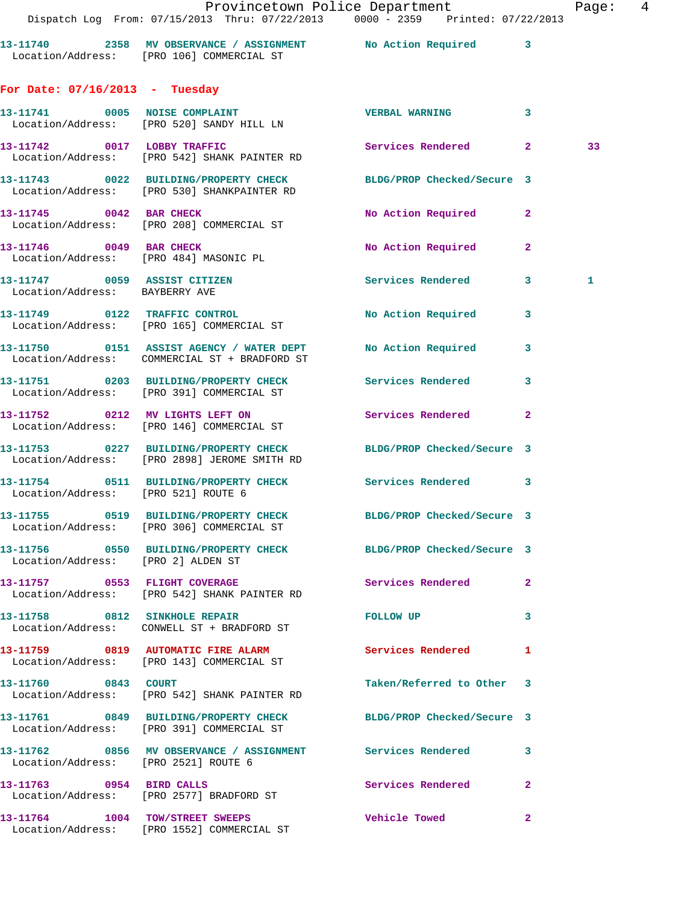13-11740 2358 MV OBSERVANCE / ASSIGNMENT No Action Required 3
Location/Address: [PRO 106] COMMERCIAL ST

**For Date: 07/16/2013 - Tuesday**

13-11741 0005 NOISE COMPLAINT VERBAL WARNING 3
Location/Address: [PRO 520] SANDY HILL LN

13-11742 0017 LOBBY TRAFFIC Services Rendered 2 33
Location/Address: [PRO 542] SHANK PAINTER RD

13-11743 0022 BUILDING/PROPERTY CHECK BLDG/PROP Checked/Secure 3
Location/Address: [PRO 530] SHANKPAINTER RD

13-11745 0042 BAR CHECK No Action Required 2
Location/Address: [PRO 208] COMMERCIAL ST

13-11746 0049 BAR CHECK No Action Required 2
Location/Address: [PRO 484] MASONIC PL

13-11747 0059 ASSIST CITIZEN Services Rendered 3 1
Location/Address: BAYBERRY AVE

13-11749 0122 TRAFFIC CONTROL No Action Required 3
Location/Address: [PRO 165] COMMERCIAL ST

13-11750 0151 ASSIST AGENCY / WATER DEPT No Action Required 3
Location/Address: COMMERCIAL ST + BRADFORD ST

13-11751 0203 BUILDING/PROPERTY CHECK Services Rendered 3
Location/Address: [PRO 391] COMMERCIAL ST

13-11752 0212 MV LIGHTS LEFT ON Services Rendered 2
Location/Address: [PRO 146] COMMERCIAL ST

13-11753 0227 BUILDING/PROPERTY CHECK BLDG/PROP Checked/Secure 3
Location/Address: [PRO 2898] JEROME SMITH RD

13-11754 0511 BUILDING/PROPERTY CHECK Services Rendered 3
Location/Address: [PRO 521] ROUTE 6

13-11755 0519 BUILDING/PROPERTY CHECK BLDG/PROP Checked/Secure 3
Location/Address: [PRO 306] COMMERCIAL ST

13-11756 0550 BUILDING/PROPERTY CHECK BLDG/PROP Checked/Secure 3
Location/Address: [PRO 2] ALDEN ST

13-11757 0553 FLIGHT COVERAGE Services Rendered 2
Location/Address: [PRO 542] SHANK PAINTER RD

13-11758 0812 SINKHOLE REPAIR FOLLOW UP 3
Location/Address: CONWELL ST + BRADFORD ST

13-11759 0819 AUTOMATIC FIRE ALARM Services Rendered 1
Location/Address: [PRO 143] COMMERCIAL ST

13-11760 0843 COURT Taken/Referred to Other 3
Location/Address: [PRO 542] SHANK PAINTER RD

13-11761 0849 BUILDING/PROPERTY CHECK BLDG/PROP Checked/Secure 3
Location/Address: [PRO 391] COMMERCIAL ST

13-11762 0856 MV OBSERVANCE / ASSIGNMENT Services Rendered 3
Location/Address: [PRO 2521] ROUTE 6

13-11763 0954 BIRD CALLS Services Rendered 2
Location/Address: [PRO 2577] BRADFORD ST

13-11764 1004 TOW/STREET SWEEPS Vehicle Towed 2
Location/Address: [PRO 1552] COMMERCIAL ST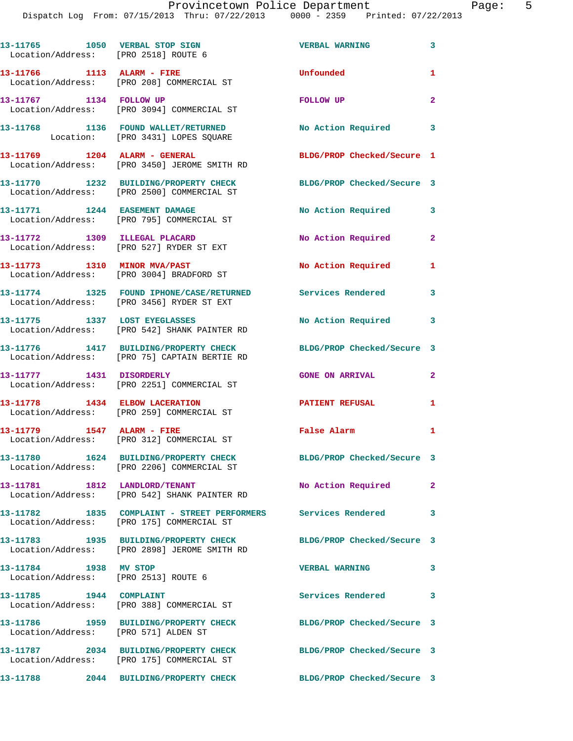13-11765 1050 VERBAL STOP SIGN VERBAL WARNING 3
Location/Address: [PRO 2518] ROUTE 6

13-11766 1113 ALARM - FIRE Unfounded 1
Location/Address: [PRO 208] COMMERCIAL ST

13-11767 1134 FOLLOW UP FOLLOW UP 2
Location/Address: [PRO 3094] COMMERCIAL ST

13-11768 1136 FOUND WALLET/RETURNED No Action Required 3
Location: [PRO 3431] LOPES SQUARE

13-11769 1204 ALARM - GENERAL BLDG/PROP Checked/Secure 1
Location/Address: [PRO 3450] JEROME SMITH RD

13-11770 1232 BUILDING/PROPERTY CHECK BLDG/PROP Checked/Secure 3
Location/Address: [PRO 2500] COMMERCIAL ST

13-11771 1244 EASEMENT DAMAGE No Action Required 3
Location/Address: [PRO 795] COMMERCIAL ST

13-11772 1309 ILLEGAL PLACARD No Action Required 2
Location/Address: [PRO 527] RYDER ST EXT

13-11773 1310 MINOR MVA/PAST No Action Required 1
Location/Address: [PRO 3004] BRADFORD ST

13-11774 1325 FOUND IPHONE/CASE/RETURNED Services Rendered 3
Location/Address: [PRO 3456] RYDER ST EXT

13-11775 1337 LOST EYEGLASSES No Action Required 3
Location/Address: [PRO 542] SHANK PAINTER RD

13-11776 1417 BUILDING/PROPERTY CHECK BLDG/PROP Checked/Secure 3
Location/Address: [PRO 75] CAPTAIN BERTIE RD

13-11777 1431 DISORDERLY GONE ON ARRIVAL 2
Location/Address: [PRO 2251] COMMERCIAL ST

13-11778 1434 ELBOW LACERATION PATIENT REFUSAL 1
Location/Address: [PRO 259] COMMERCIAL ST

13-11779 1547 ALARM - FIRE False Alarm 1
Location/Address: [PRO 312] COMMERCIAL ST

13-11780 1624 BUILDING/PROPERTY CHECK BLDG/PROP Checked/Secure 3
Location/Address: [PRO 2206] COMMERCIAL ST

13-11781 1812 LANDLORD/TENANT No Action Required 2
Location/Address: [PRO 542] SHANK PAINTER RD

13-11782 1835 COMPLAINT - STREET PERFORMERS Services Rendered 3
Location/Address: [PRO 175] COMMERCIAL ST

13-11783 1935 BUILDING/PROPERTY CHECK BLDG/PROP Checked/Secure 3
Location/Address: [PRO 2898] JEROME SMITH RD

13-11784 1938 MV STOP VERBAL WARNING 3
Location/Address: [PRO 2513] ROUTE 6

13-11785 1944 COMPLAINT Services Rendered 3
Location/Address: [PRO 388] COMMERCIAL ST

13-11786 1959 BUILDING/PROPERTY CHECK BLDG/PROP Checked/Secure 3
Location/Address: [PRO 571] ALDEN ST

13-11787 2034 BUILDING/PROPERTY CHECK BLDG/PROP Checked/Secure 3
Location/Address: [PRO 175] COMMERCIAL ST

13-11788 2044 BUILDING/PROPERTY CHECK BLDG/PROP Checked/Secure 3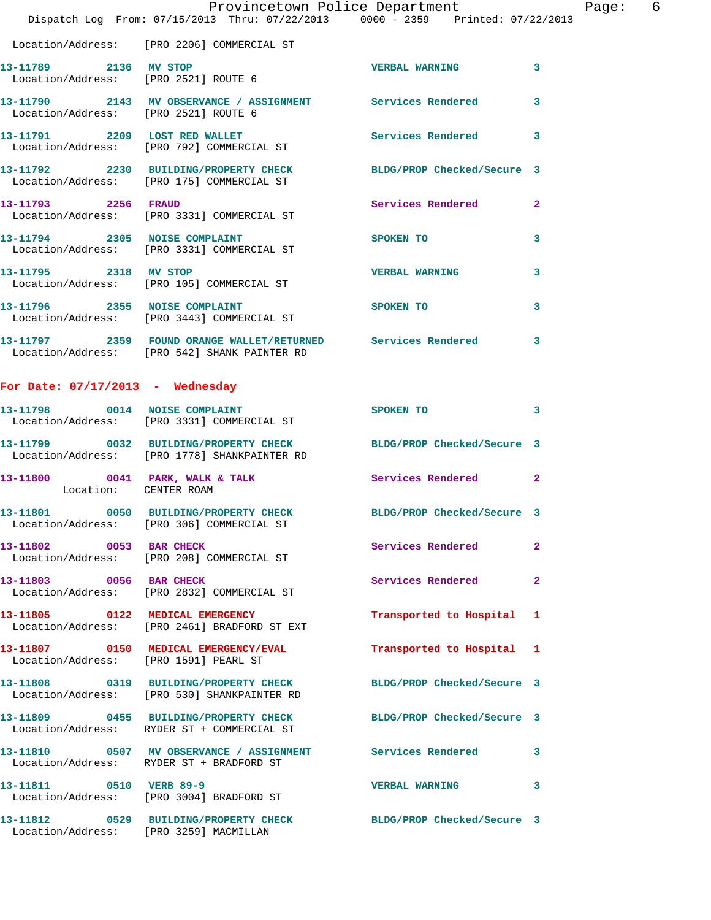Location/Address: [PRO 2206] COMMERCIAL ST

13-11789 2136 MV STOP VERBAL WARNING 3
Location/Address: [PRO 2521] ROUTE 6

13-11790 2143 MV OBSERVANCE / ASSIGNMENT Services Rendered 3
Location/Address: [PRO 2521] ROUTE 6

13-11791 2209 LOST RED WALLET Services Rendered 3
Location/Address: [PRO 792] COMMERCIAL ST

13-11792 2230 BUILDING/PROPERTY CHECK BLDG/PROP Checked/Secure 3
Location/Address: [PRO 175] COMMERCIAL ST

13-11793 2256 FRAUD Services Rendered 2
Location/Address: [PRO 3331] COMMERCIAL ST

13-11794 2305 NOISE COMPLAINT SPOKEN TO 3
Location/Address: [PRO 3331] COMMERCIAL ST

13-11795 2318 MV STOP VERBAL WARNING 3
Location/Address: [PRO 105] COMMERCIAL ST

13-11796 2355 NOISE COMPLAINT SPOKEN TO 3
Location/Address: [PRO 3443] COMMERCIAL ST

13-11797 2359 FOUND ORANGE WALLET/RETURNED Services Rendered 3
Location/Address: [PRO 542] SHANK PAINTER RD

## For Date: 07/17/2013 - Wednesday

13-11798 0014 NOISE COMPLAINT SPOKEN TO 3
Location/Address: [PRO 3331] COMMERCIAL ST

13-11799 0032 BUILDING/PROPERTY CHECK BLDG/PROP Checked/Secure 3
Location/Address: [PRO 1778] SHANKPAINTER RD

13-11800 0041 PARK, WALK & TALK Services Rendered 2
Location: CENTER ROAM

13-11801 0050 BUILDING/PROPERTY CHECK BLDG/PROP Checked/Secure 3
Location/Address: [PRO 306] COMMERCIAL ST

13-11802 0053 BAR CHECK Services Rendered 2
Location/Address: [PRO 208] COMMERCIAL ST

13-11803 0056 BAR CHECK Services Rendered 2
Location/Address: [PRO 2832] COMMERCIAL ST

13-11805 0122 MEDICAL EMERGENCY Transported to Hospital 1
Location/Address: [PRO 2461] BRADFORD ST EXT

13-11807 0150 MEDICAL EMERGENCY/EVAL Transported to Hospital 1
Location/Address: [PRO 1591] PEARL ST

13-11808 0319 BUILDING/PROPERTY CHECK BLDG/PROP Checked/Secure 3
Location/Address: [PRO 530] SHANKPAINTER RD

13-11809 0455 BUILDING/PROPERTY CHECK BLDG/PROP Checked/Secure 3
Location/Address: RYDER ST + COMMERCIAL ST

13-11810 0507 MV OBSERVANCE / ASSIGNMENT Services Rendered 3
Location/Address: RYDER ST + BRADFORD ST

13-11811 0510 VERB 89-9 VERBAL WARNING 3
Location/Address: [PRO 3004] BRADFORD ST

13-11812 0529 BUILDING/PROPERTY CHECK BLDG/PROP Checked/Secure 3
Location/Address: [PRO 3259] MACMILLAN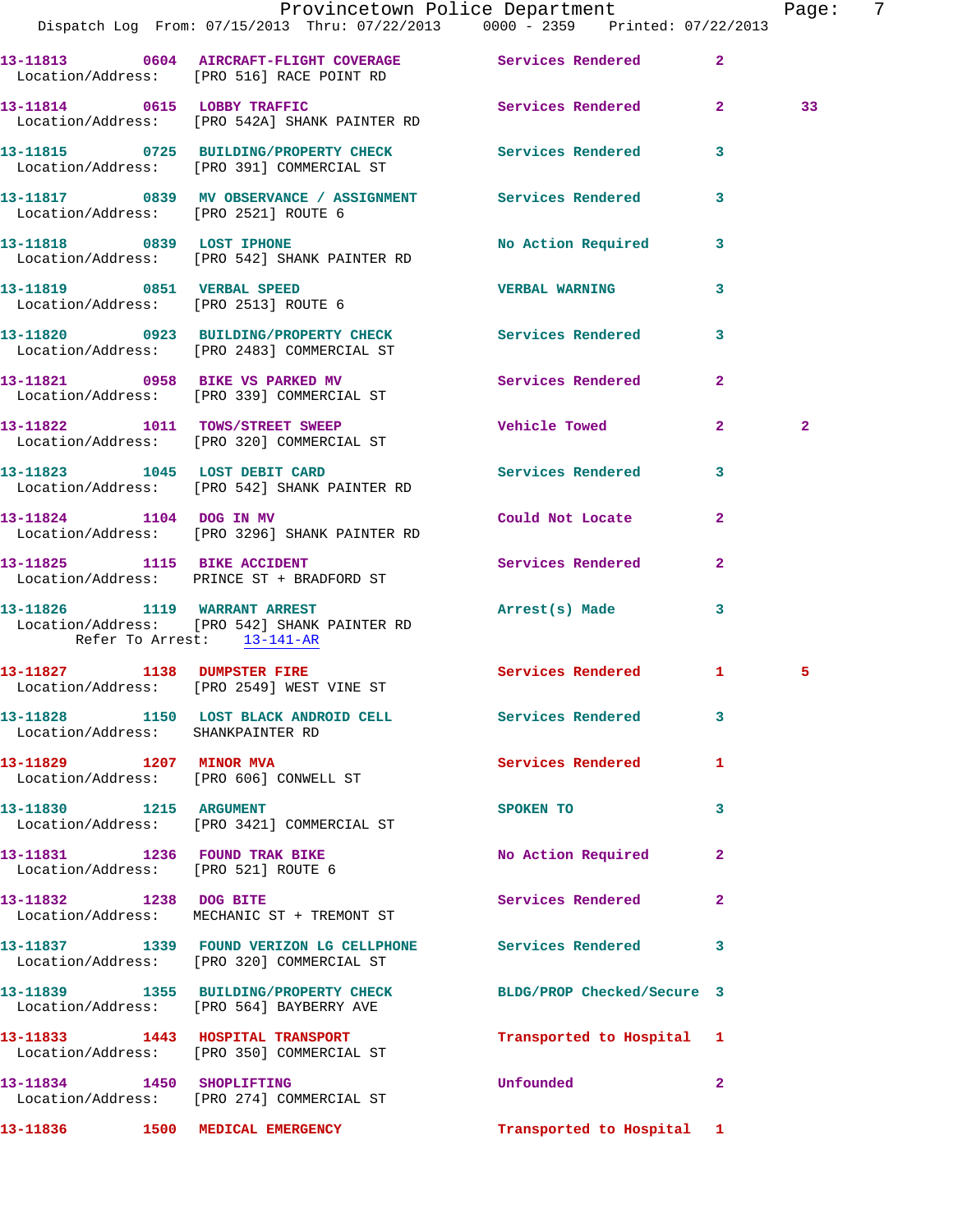13-11813 0604 AIRCRAFT-FLIGHT COVERAGE Services Rendered 2
Location/Address: [PRO 516] RACE POINT RD

13-11814 0615 LOBBY TRAFFIC Services Rendered 2 33
Location/Address: [PRO 542A] SHANK PAINTER RD

13-11815 0725 BUILDING/PROPERTY CHECK Services Rendered 3
Location/Address: [PRO 391] COMMERCIAL ST

13-11817 0839 MV OBSERVANCE / ASSIGNMENT Services Rendered 3
Location/Address: [PRO 2521] ROUTE 6

13-11818 0839 LOST IPHONE No Action Required 3
Location/Address: [PRO 542] SHANK PAINTER RD

13-11819 0851 VERBAL SPEED VERBAL WARNING 3
Location/Address: [PRO 2513] ROUTE 6

13-11820 0923 BUILDING/PROPERTY CHECK Services Rendered 3
Location/Address: [PRO 2483] COMMERCIAL ST

13-11821 0958 BIKE VS PARKED MV Services Rendered 2
Location/Address: [PRO 339] COMMERCIAL ST

13-11822 1011 TOWS/STREET SWEEP Vehicle Towed 2 2
Location/Address: [PRO 320] COMMERCIAL ST

13-11823 1045 LOST DEBIT CARD Services Rendered 3
Location/Address: [PRO 542] SHANK PAINTER RD

13-11824 1104 DOG IN MV Could Not Locate 2
Location/Address: [PRO 3296] SHANK PAINTER RD

13-11825 1115 BIKE ACCIDENT Services Rendered 2
Location/Address: PRINCE ST + BRADFORD ST

13-11826 1119 WARRANT ARREST Arrest(s) Made 3
Location/Address: [PRO 542] SHANK PAINTER RD
Refer To Arrest: 13-141-AR

13-11827 1138 DUMPSTER FIRE Services Rendered 1 5
Location/Address: [PRO 2549] WEST VINE ST

13-11828 1150 LOST BLACK ANDROID CELL Services Rendered 3
Location/Address: SHANKPAINTER RD

13-11829 1207 MINOR MVA Services Rendered 1
Location/Address: [PRO 606] CONWELL ST

13-11830 1215 ARGUMENT SPOKEN TO 3
Location/Address: [PRO 3421] COMMERCIAL ST

13-11831 1236 FOUND TRAK BIKE No Action Required 2
Location/Address: [PRO 521] ROUTE 6

13-11832 1238 DOG BITE Services Rendered 2
Location/Address: MECHANIC ST + TREMONT ST

13-11837 1339 FOUND VERIZON LG CELLPHONE Services Rendered 3
Location/Address: [PRO 320] COMMERCIAL ST

13-11839 1355 BUILDING/PROPERTY CHECK BLDG/PROP Checked/Secure 3
Location/Address: [PRO 564] BAYBERRY AVE

13-11833 1443 HOSPITAL TRANSPORT Transported to Hospital 1
Location/Address: [PRO 350] COMMERCIAL ST

13-11834 1450 SHOPLIFTING Unfounded 2
Location/Address: [PRO 274] COMMERCIAL ST

13-11836 1500 MEDICAL EMERGENCY Transported to Hospital 1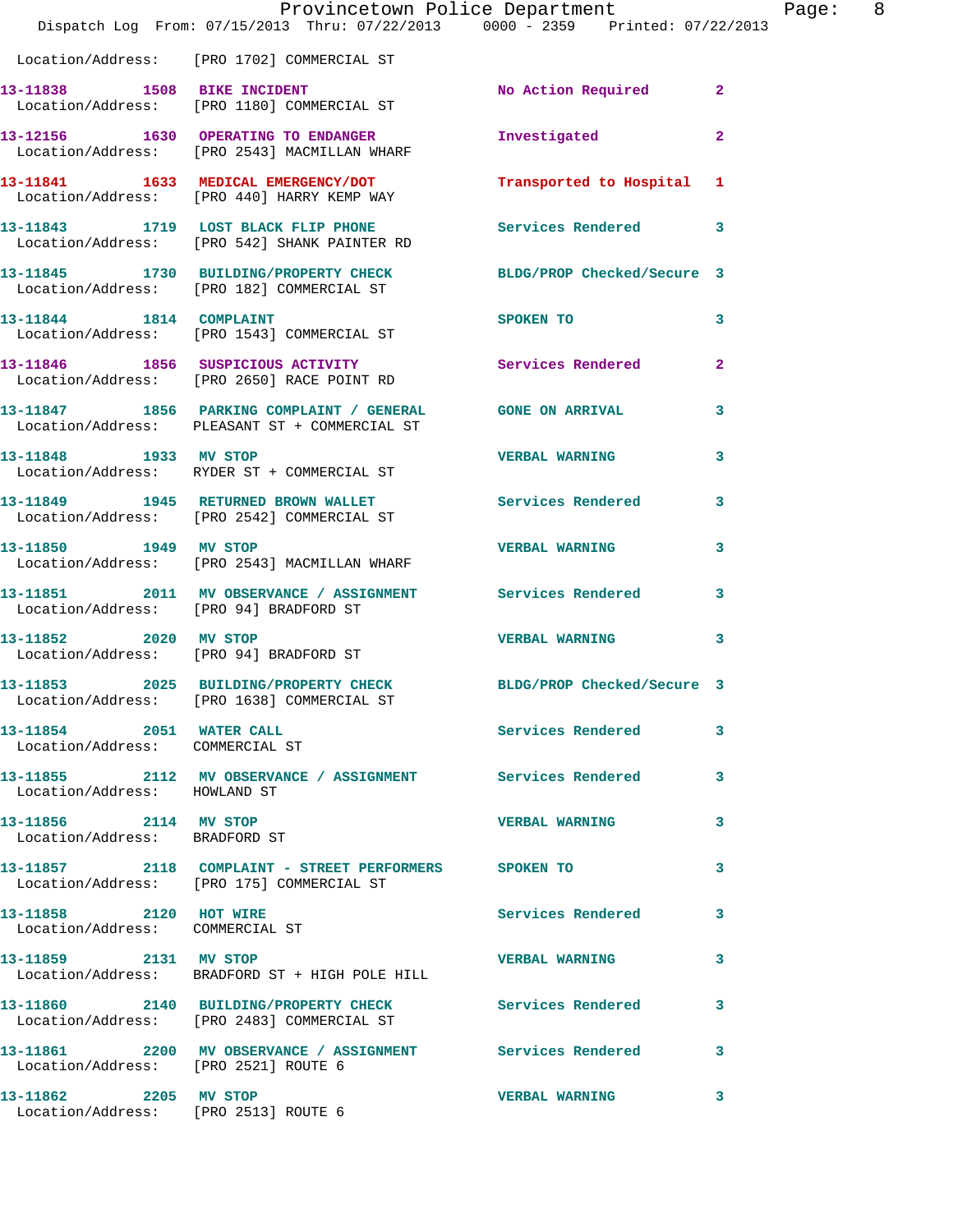Location/Address: [PRO 1702] COMMERCIAL ST

| Call # | Time | Call Reason | Action | Priority |
|---|---|---|---|---|
| 13-11838 | 1508 | BIKE INCIDENT | No Action Required | 2 |
| Location/Address: | | [PRO 1180] COMMERCIAL ST | | |
| 13-12156 | 1630 | OPERATING TO ENDANGER | Investigated | 2 |
| Location/Address: | | [PRO 2543] MACMILLAN WHARF | | |
| 13-11841 | 1633 | MEDICAL EMERGENCY/DOT | Transported to Hospital | 1 |
| Location/Address: | | [PRO 440] HARRY KEMP WAY | | |
| 13-11843 | 1719 | LOST BLACK FLIP PHONE | Services Rendered | 3 |
| Location/Address: | | [PRO 542] SHANK PAINTER RD | | |
| 13-11845 | 1730 | BUILDING/PROPERTY CHECK | BLDG/PROP Checked/Secure | 3 |
| Location/Address: | | [PRO 182] COMMERCIAL ST | | |
| 13-11844 | 1814 | COMPLAINT | SPOKEN TO | 3 |
| Location/Address: | | [PRO 1543] COMMERCIAL ST | | |
| 13-11846 | 1856 | SUSPICIOUS ACTIVITY | Services Rendered | 2 |
| Location/Address: | | [PRO 2650] RACE POINT RD | | |
| 13-11847 | 1856 | PARKING COMPLAINT / GENERAL | GONE ON ARRIVAL | 3 |
| Location/Address: | | PLEASANT ST + COMMERCIAL ST | | |
| 13-11848 | 1933 | MV STOP | VERBAL WARNING | 3 |
| Location/Address: | | RYDER ST + COMMERCIAL ST | | |
| 13-11849 | 1945 | RETURNED BROWN WALLET | Services Rendered | 3 |
| Location/Address: | | [PRO 2542] COMMERCIAL ST | | |
| 13-11850 | 1949 | MV STOP | VERBAL WARNING | 3 |
| Location/Address: | | [PRO 2543] MACMILLAN WHARF | | |
| 13-11851 | 2011 | MV OBSERVANCE / ASSIGNMENT | Services Rendered | 3 |
| Location/Address: | | [PRO 94] BRADFORD ST | | |
| 13-11852 | 2020 | MV STOP | VERBAL WARNING | 3 |
| Location/Address: | | [PRO 94] BRADFORD ST | | |
| 13-11853 | 2025 | BUILDING/PROPERTY CHECK | BLDG/PROP Checked/Secure | 3 |
| Location/Address: | | [PRO 1638] COMMERCIAL ST | | |
| 13-11854 | 2051 | WATER CALL | Services Rendered | 3 |
| Location/Address: | | COMMERCIAL ST | | |
| 13-11855 | 2112 | MV OBSERVANCE / ASSIGNMENT | Services Rendered | 3 |
| Location/Address: | | HOWLAND ST | | |
| 13-11856 | 2114 | MV STOP | VERBAL WARNING | 3 |
| Location/Address: | | BRADFORD ST | | |
| 13-11857 | 2118 | COMPLAINT - STREET PERFORMERS | SPOKEN TO | 3 |
| Location/Address: | | [PRO 175] COMMERCIAL ST | | |
| 13-11858 | 2120 | HOT WIRE | Services Rendered | 3 |
| Location/Address: | | COMMERCIAL ST | | |
| 13-11859 | 2131 | MV STOP | VERBAL WARNING | 3 |
| Location/Address: | | BRADFORD ST + HIGH POLE HILL | | |
| 13-11860 | 2140 | BUILDING/PROPERTY CHECK | Services Rendered | 3 |
| Location/Address: | | [PRO 2483] COMMERCIAL ST | | |
| 13-11861 | 2200 | MV OBSERVANCE / ASSIGNMENT | Services Rendered | 3 |
| Location/Address: | | [PRO 2521] ROUTE 6 | | |
| 13-11862 | 2205 | MV STOP | VERBAL WARNING | 3 |
| Location/Address: | | [PRO 2513] ROUTE 6 | | |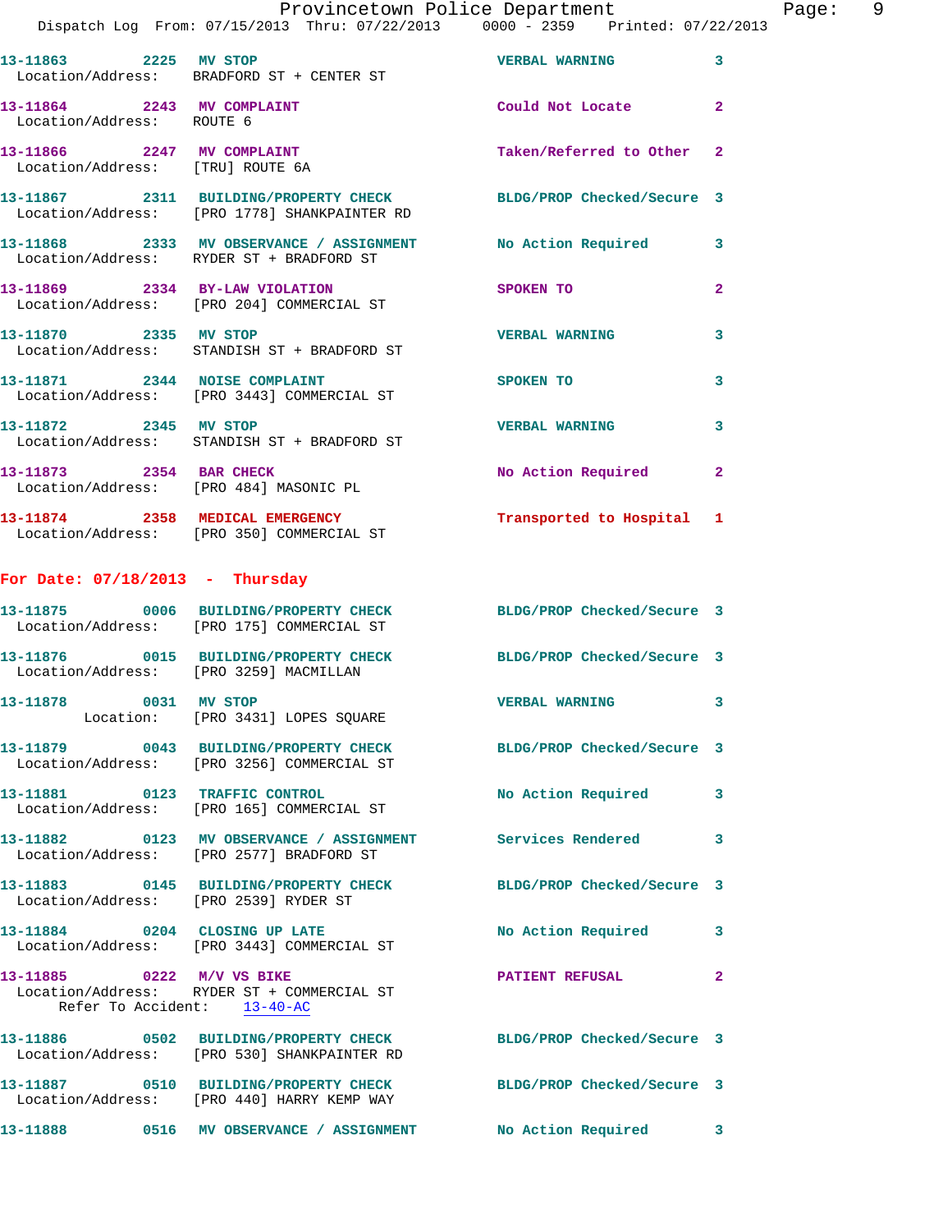13-11863 2225 MV STOP VERBAL WARNING 3
Location/Address: BRADFORD ST + CENTER ST

13-11864 2243 MV COMPLAINT Could Not Locate 2
Location/Address: ROUTE 6

13-11866 2247 MV COMPLAINT Taken/Referred to Other 2
Location/Address: [TRU] ROUTE 6A

13-11867 2311 BUILDING/PROPERTY CHECK BLDG/PROP Checked/Secure 3
Location/Address: [PRO 1778] SHANKPAINTER RD

13-11868 2333 MV OBSERVANCE / ASSIGNMENT No Action Required 3
Location/Address: RYDER ST + BRADFORD ST

13-11869 2334 BY-LAW VIOLATION SPOKEN TO 2
Location/Address: [PRO 204] COMMERCIAL ST

13-11870 2335 MV STOP VERBAL WARNING 3
Location/Address: STANDISH ST + BRADFORD ST

13-11871 2344 NOISE COMPLAINT SPOKEN TO 3
Location/Address: [PRO 3443] COMMERCIAL ST

13-11872 2345 MV STOP VERBAL WARNING 3
Location/Address: STANDISH ST + BRADFORD ST

13-11873 2354 BAR CHECK No Action Required 2
Location/Address: [PRO 484] MASONIC PL

13-11874 2358 MEDICAL EMERGENCY Transported to Hospital 1
Location/Address: [PRO 350] COMMERCIAL ST

## For Date: 07/18/2013 - Thursday

13-11875 0006 BUILDING/PROPERTY CHECK BLDG/PROP Checked/Secure 3
Location/Address: [PRO 175] COMMERCIAL ST

13-11876 0015 BUILDING/PROPERTY CHECK BLDG/PROP Checked/Secure 3
Location/Address: [PRO 3259] MACMILLAN

13-11878 0031 MV STOP VERBAL WARNING 3
Location: [PRO 3431] LOPES SQUARE

13-11879 0043 BUILDING/PROPERTY CHECK BLDG/PROP Checked/Secure 3
Location/Address: [PRO 3256] COMMERCIAL ST

13-11881 0123 TRAFFIC CONTROL No Action Required 3
Location/Address: [PRO 165] COMMERCIAL ST

13-11882 0123 MV OBSERVANCE / ASSIGNMENT Services Rendered 3
Location/Address: [PRO 2577] BRADFORD ST

13-11883 0145 BUILDING/PROPERTY CHECK BLDG/PROP Checked/Secure 3
Location/Address: [PRO 2539] RYDER ST

13-11884 0204 CLOSING UP LATE No Action Required 3
Location/Address: [PRO 3443] COMMERCIAL ST

13-11885 0222 M/V VS BIKE PATIENT REFUSAL 2
Location/Address: RYDER ST + COMMERCIAL ST
Refer To Accident: 13-40-AC

13-11886 0502 BUILDING/PROPERTY CHECK BLDG/PROP Checked/Secure 3
Location/Address: [PRO 530] SHANKPAINTER RD

13-11887 0510 BUILDING/PROPERTY CHECK BLDG/PROP Checked/Secure 3
Location/Address: [PRO 440] HARRY KEMP WAY

13-11888 0516 MV OBSERVANCE / ASSIGNMENT No Action Required 3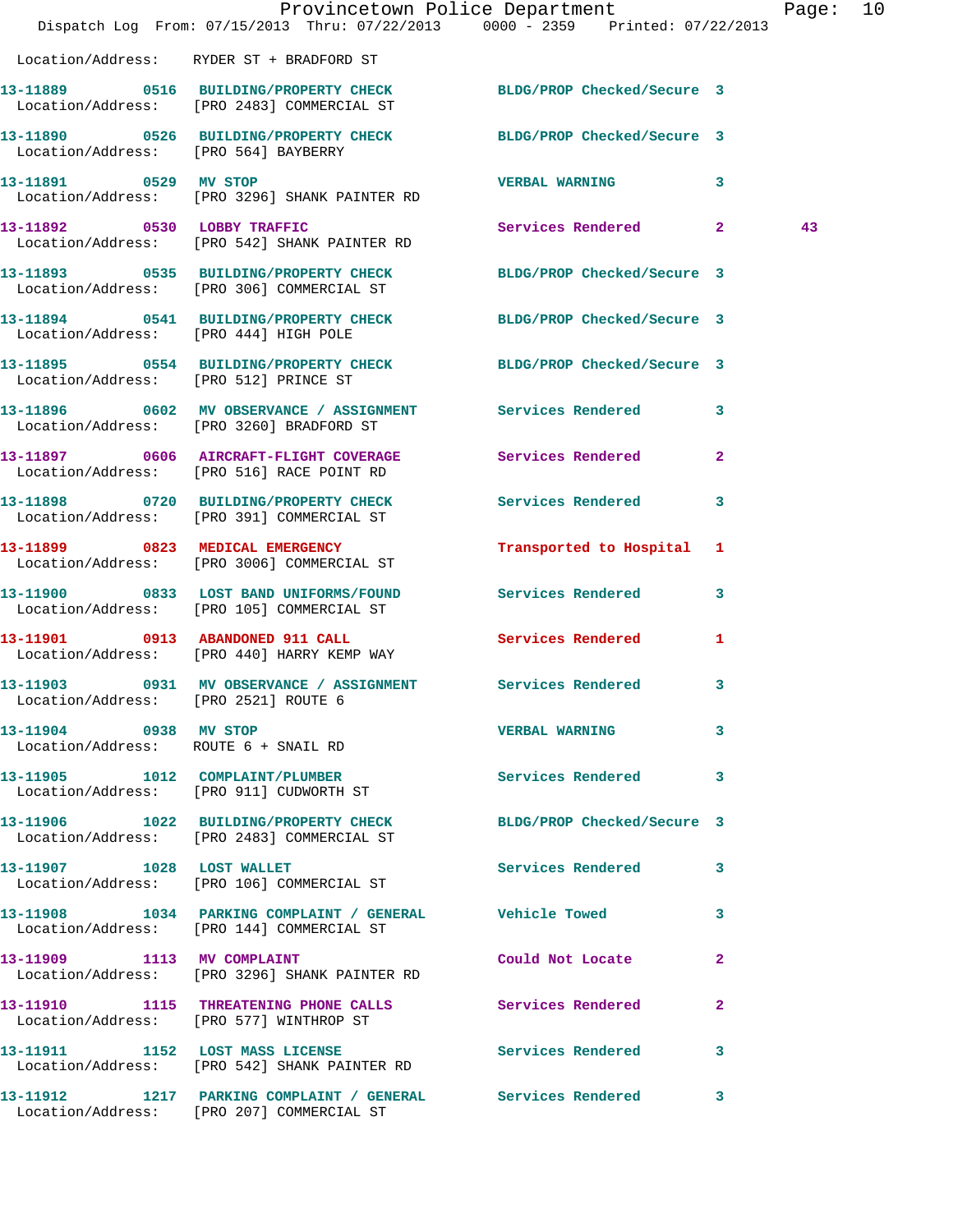Location/Address: RYDER ST + BRADFORD ST

13-11889 0516 BUILDING/PROPERTY CHECK BLDG/PROP Checked/Secure 3
Location/Address: [PRO 2483] COMMERCIAL ST

13-11890 0526 BUILDING/PROPERTY CHECK BLDG/PROP Checked/Secure 3
Location/Address: [PRO 564] BAYBERRY

13-11891 0529 MV STOP VERBAL WARNING 3
Location/Address: [PRO 3296] SHANK PAINTER RD

13-11892 0530 LOBBY TRAFFIC Services Rendered 2 43
Location/Address: [PRO 542] SHANK PAINTER RD

13-11893 0535 BUILDING/PROPERTY CHECK BLDG/PROP Checked/Secure 3
Location/Address: [PRO 306] COMMERCIAL ST

13-11894 0541 BUILDING/PROPERTY CHECK BLDG/PROP Checked/Secure 3
Location/Address: [PRO 444] HIGH POLE

13-11895 0554 BUILDING/PROPERTY CHECK BLDG/PROP Checked/Secure 3
Location/Address: [PRO 512] PRINCE ST

13-11896 0602 MV OBSERVANCE / ASSIGNMENT Services Rendered 3
Location/Address: [PRO 3260] BRADFORD ST

13-11897 0606 AIRCRAFT-FLIGHT COVERAGE Services Rendered 2
Location/Address: [PRO 516] RACE POINT RD

13-11898 0720 BUILDING/PROPERTY CHECK Services Rendered 3
Location/Address: [PRO 391] COMMERCIAL ST

13-11899 0823 MEDICAL EMERGENCY Transported to Hospital 1
Location/Address: [PRO 3006] COMMERCIAL ST

13-11900 0833 LOST BAND UNIFORMS/FOUND Services Rendered 3
Location/Address: [PRO 105] COMMERCIAL ST

13-11901 0913 ABANDONED 911 CALL Services Rendered 1
Location/Address: [PRO 440] HARRY KEMP WAY

13-11903 0931 MV OBSERVANCE / ASSIGNMENT Services Rendered 3
Location/Address: [PRO 2521] ROUTE 6

13-11904 0938 MV STOP VERBAL WARNING 3
Location/Address: ROUTE 6 + SNAIL RD

13-11905 1012 COMPLAINT/PLUMBER Services Rendered 3
Location/Address: [PRO 911] CUDWORTH ST

13-11906 1022 BUILDING/PROPERTY CHECK BLDG/PROP Checked/Secure 3
Location/Address: [PRO 2483] COMMERCIAL ST

13-11907 1028 LOST WALLET Services Rendered 3
Location/Address: [PRO 106] COMMERCIAL ST

13-11908 1034 PARKING COMPLAINT / GENERAL Vehicle Towed 3
Location/Address: [PRO 144] COMMERCIAL ST

13-11909 1113 MV COMPLAINT Could Not Locate 2
Location/Address: [PRO 3296] SHANK PAINTER RD

13-11910 1115 THREATENING PHONE CALLS Services Rendered 2
Location/Address: [PRO 577] WINTHROP ST

13-11911 1152 LOST MASS LICENSE Services Rendered 3
Location/Address: [PRO 542] SHANK PAINTER RD

13-11912 1217 PARKING COMPLAINT / GENERAL Services Rendered 3
Location/Address: [PRO 207] COMMERCIAL ST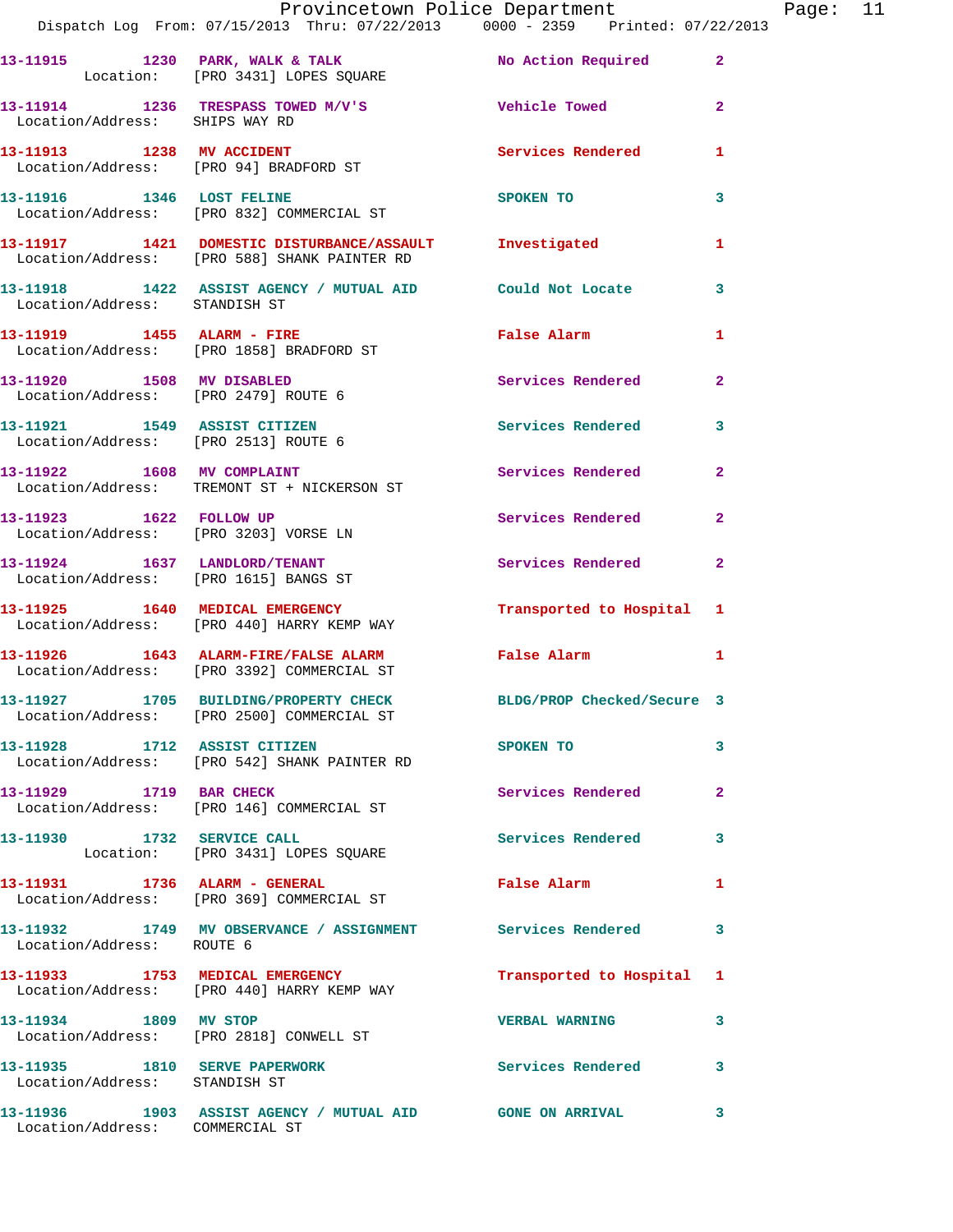13-11915 1230 PARK, WALK & TALK No Action Required 2
Location: [PRO 3431] LOPES SQUARE

13-11914 1236 TRESPASS TOWED M/V'S Vehicle Towed 2
Location/Address: SHIPS WAY RD

13-11913 1238 MV ACCIDENT Services Rendered 1
Location/Address: [PRO 94] BRADFORD ST

13-11916 1346 LOST FELINE SPOKEN TO 3
Location/Address: [PRO 832] COMMERCIAL ST

13-11917 1421 DOMESTIC DISTURBANCE/ASSAULT Investigated 1
Location/Address: [PRO 588] SHANK PAINTER RD

13-11918 1422 ASSIST AGENCY / MUTUAL AID Could Not Locate 3
Location/Address: STANDISH ST

13-11919 1455 ALARM - FIRE False Alarm 1
Location/Address: [PRO 1858] BRADFORD ST

13-11920 1508 MV DISABLED Services Rendered 2
Location/Address: [PRO 2479] ROUTE 6

13-11921 1549 ASSIST CITIZEN Services Rendered 3
Location/Address: [PRO 2513] ROUTE 6

13-11922 1608 MV COMPLAINT Services Rendered 2
Location/Address: TREMONT ST + NICKERSON ST

13-11923 1622 FOLLOW UP Services Rendered 2
Location/Address: [PRO 3203] VORSE LN

13-11924 1637 LANDLORD/TENANT Services Rendered 2
Location/Address: [PRO 1615] BANGS ST

13-11925 1640 MEDICAL EMERGENCY Transported to Hospital 1
Location/Address: [PRO 440] HARRY KEMP WAY

13-11926 1643 ALARM-FIRE/FALSE ALARM False Alarm 1
Location/Address: [PRO 3392] COMMERCIAL ST

13-11927 1705 BUILDING/PROPERTY CHECK BLDG/PROP Checked/Secure 3
Location/Address: [PRO 2500] COMMERCIAL ST

13-11928 1712 ASSIST CITIZEN SPOKEN TO 3
Location/Address: [PRO 542] SHANK PAINTER RD

13-11929 1719 BAR CHECK Services Rendered 2
Location/Address: [PRO 146] COMMERCIAL ST

13-11930 1732 SERVICE CALL Services Rendered 3
Location: [PRO 3431] LOPES SQUARE

13-11931 1736 ALARM - GENERAL False Alarm 1
Location/Address: [PRO 369] COMMERCIAL ST

13-11932 1749 MV OBSERVANCE / ASSIGNMENT Services Rendered 3
Location/Address: ROUTE 6

13-11933 1753 MEDICAL EMERGENCY Transported to Hospital 1
Location/Address: [PRO 440] HARRY KEMP WAY

13-11934 1809 MV STOP VERBAL WARNING 3
Location/Address: [PRO 2818] CONWELL ST

13-11935 1810 SERVE PAPERWORK Services Rendered 3
Location/Address: STANDISH ST

13-11936 1903 ASSIST AGENCY / MUTUAL AID GONE ON ARRIVAL 3
Location/Address: COMMERCIAL ST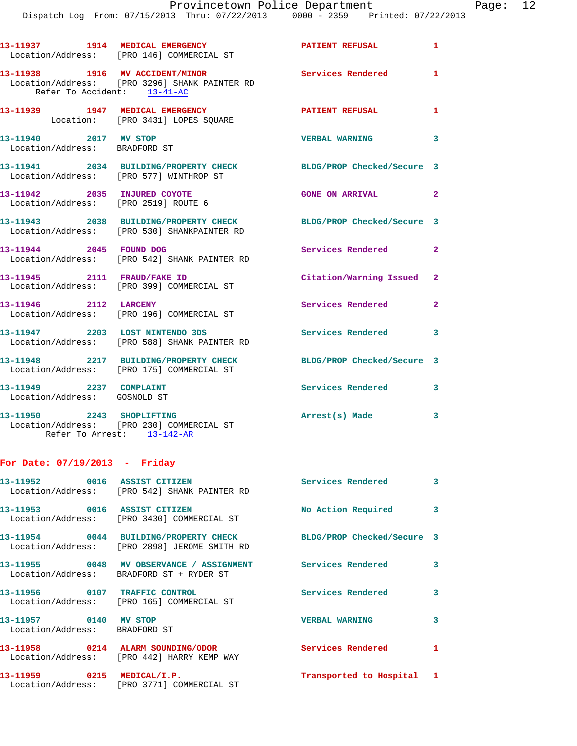13-11937 1914 MEDICAL EMERGENCY PATIENT REFUSAL 1
Location/Address: [PRO 146] COMMERCIAL ST

13-11938 1916 MV ACCIDENT/MINOR Services Rendered 1
Location/Address: [PRO 3296] SHANK PAINTER RD
Refer To Accident: 13-41-AC

13-11939 1947 MEDICAL EMERGENCY PATIENT REFUSAL 1
Location: [PRO 3431] LOPES SQUARE

13-11940 2017 MV STOP VERBAL WARNING 3
Location/Address: BRADFORD ST

13-11941 2034 BUILDING/PROPERTY CHECK BLDG/PROP Checked/Secure 3
Location/Address: [PRO 577] WINTHROP ST

13-11942 2035 INJURED COYOTE GONE ON ARRIVAL 2
Location/Address: [PRO 2519] ROUTE 6

13-11943 2038 BUILDING/PROPERTY CHECK BLDG/PROP Checked/Secure 3
Location/Address: [PRO 530] SHANKPAINTER RD

13-11944 2045 FOUND DOG Services Rendered 2
Location/Address: [PRO 542] SHANK PAINTER RD

13-11945 2111 FRAUD/FAKE ID Citation/Warning Issued 2
Location/Address: [PRO 399] COMMERCIAL ST

13-11946 2112 LARCENY Services Rendered 2
Location/Address: [PRO 196] COMMERCIAL ST

13-11947 2203 LOST NINTENDO 3DS Services Rendered 3
Location/Address: [PRO 588] SHANK PAINTER RD

13-11948 2217 BUILDING/PROPERTY CHECK BLDG/PROP Checked/Secure 3
Location/Address: [PRO 175] COMMERCIAL ST

13-11949 2237 COMPLAINT Services Rendered 3
Location/Address: GOSNOLD ST

13-11950 2243 SHOPLIFTING Arrest(s) Made 3
Location/Address: [PRO 230] COMMERCIAL ST
Refer To Arrest: 13-142-AR

## For Date: 07/19/2013 - Friday

13-11952 0016 ASSIST CITIZEN Services Rendered 3
Location/Address: [PRO 542] SHANK PAINTER RD

13-11953 0016 ASSIST CITIZEN No Action Required 3
Location/Address: [PRO 3430] COMMERCIAL ST

13-11954 0044 BUILDING/PROPERTY CHECK BLDG/PROP Checked/Secure 3
Location/Address: [PRO 2898] JEROME SMITH RD

13-11955 0048 MV OBSERVANCE / ASSIGNMENT Services Rendered 3
Location/Address: BRADFORD ST + RYDER ST

13-11956 0107 TRAFFIC CONTROL Services Rendered 3
Location/Address: [PRO 165] COMMERCIAL ST

13-11957 0140 MV STOP VERBAL WARNING 3
Location/Address: BRADFORD ST

13-11958 0214 ALARM SOUNDING/ODOR Services Rendered 1
Location/Address: [PRO 442] HARRY KEMP WAY

13-11959 0215 MEDICAL/I.P. Transported to Hospital 1
Location/Address: [PRO 3771] COMMERCIAL ST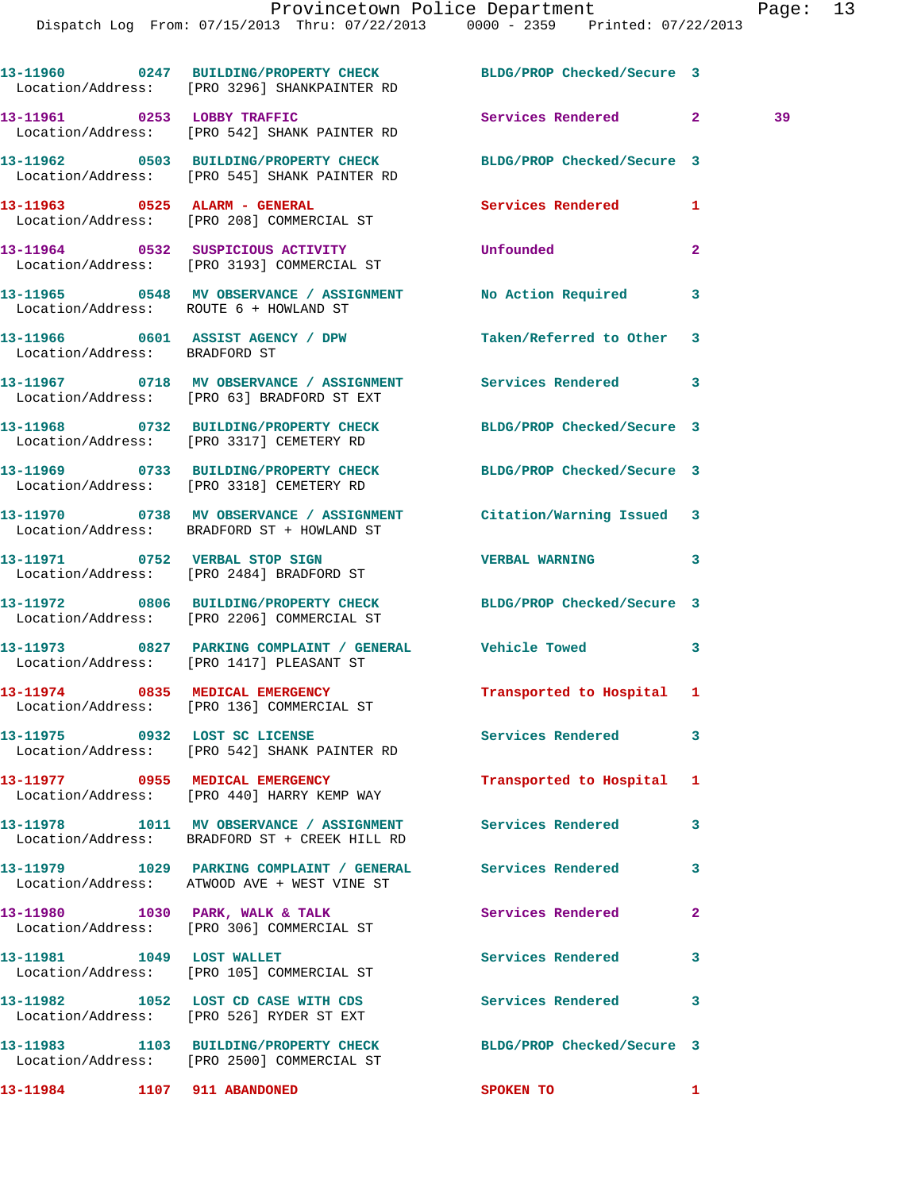13-11960 0247 BUILDING/PROPERTY CHECK BLDG/PROP Checked/Secure 3
Location/Address: [PRO 3296] SHANKPAINTER RD

13-11961 0253 LOBBY TRAFFIC Services Rendered 2 39
Location/Address: [PRO 542] SHANK PAINTER RD

13-11962 0503 BUILDING/PROPERTY CHECK BLDG/PROP Checked/Secure 3
Location/Address: [PRO 545] SHANK PAINTER RD

13-11963 0525 ALARM - GENERAL Services Rendered 1
Location/Address: [PRO 208] COMMERCIAL ST

13-11964 0532 SUSPICIOUS ACTIVITY Unfounded 2
Location/Address: [PRO 3193] COMMERCIAL ST

13-11965 0548 MV OBSERVANCE / ASSIGNMENT No Action Required 3
Location/Address: ROUTE 6 + HOWLAND ST

13-11966 0601 ASSIST AGENCY / DPW Taken/Referred to Other 3
Location/Address: BRADFORD ST

13-11967 0718 MV OBSERVANCE / ASSIGNMENT Services Rendered 3
Location/Address: [PRO 63] BRADFORD ST EXT

13-11968 0732 BUILDING/PROPERTY CHECK BLDG/PROP Checked/Secure 3
Location/Address: [PRO 3317] CEMETERY RD

13-11969 0733 BUILDING/PROPERTY CHECK BLDG/PROP Checked/Secure 3
Location/Address: [PRO 3318] CEMETERY RD

13-11970 0738 MV OBSERVANCE / ASSIGNMENT Citation/Warning Issued 3
Location/Address: BRADFORD ST + HOWLAND ST

13-11971 0752 VERBAL STOP SIGN VERBAL WARNING 3
Location/Address: [PRO 2484] BRADFORD ST

13-11972 0806 BUILDING/PROPERTY CHECK BLDG/PROP Checked/Secure 3
Location/Address: [PRO 2206] COMMERCIAL ST

13-11973 0827 PARKING COMPLAINT / GENERAL Vehicle Towed 3
Location/Address: [PRO 1417] PLEASANT ST

13-11974 0835 MEDICAL EMERGENCY Transported to Hospital 1
Location/Address: [PRO 136] COMMERCIAL ST

13-11975 0932 LOST SC LICENSE Services Rendered 3
Location/Address: [PRO 542] SHANK PAINTER RD

13-11977 0955 MEDICAL EMERGENCY Transported to Hospital 1
Location/Address: [PRO 440] HARRY KEMP WAY

13-11978 1011 MV OBSERVANCE / ASSIGNMENT Services Rendered 3
Location/Address: BRADFORD ST + CREEK HILL RD

13-11979 1029 PARKING COMPLAINT / GENERAL Services Rendered 3
Location/Address: ATWOOD AVE + WEST VINE ST

13-11980 1030 PARK, WALK & TALK Services Rendered 2
Location/Address: [PRO 306] COMMERCIAL ST

13-11981 1049 LOST WALLET Services Rendered 3
Location/Address: [PRO 105] COMMERCIAL ST

13-11982 1052 LOST CD CASE WITH CDS Services Rendered 3
Location/Address: [PRO 526] RYDER ST EXT

13-11983 1103 BUILDING/PROPERTY CHECK BLDG/PROP Checked/Secure 3
Location/Address: [PRO 2500] COMMERCIAL ST

13-11984 1107 911 ABANDONED SPOKEN TO 1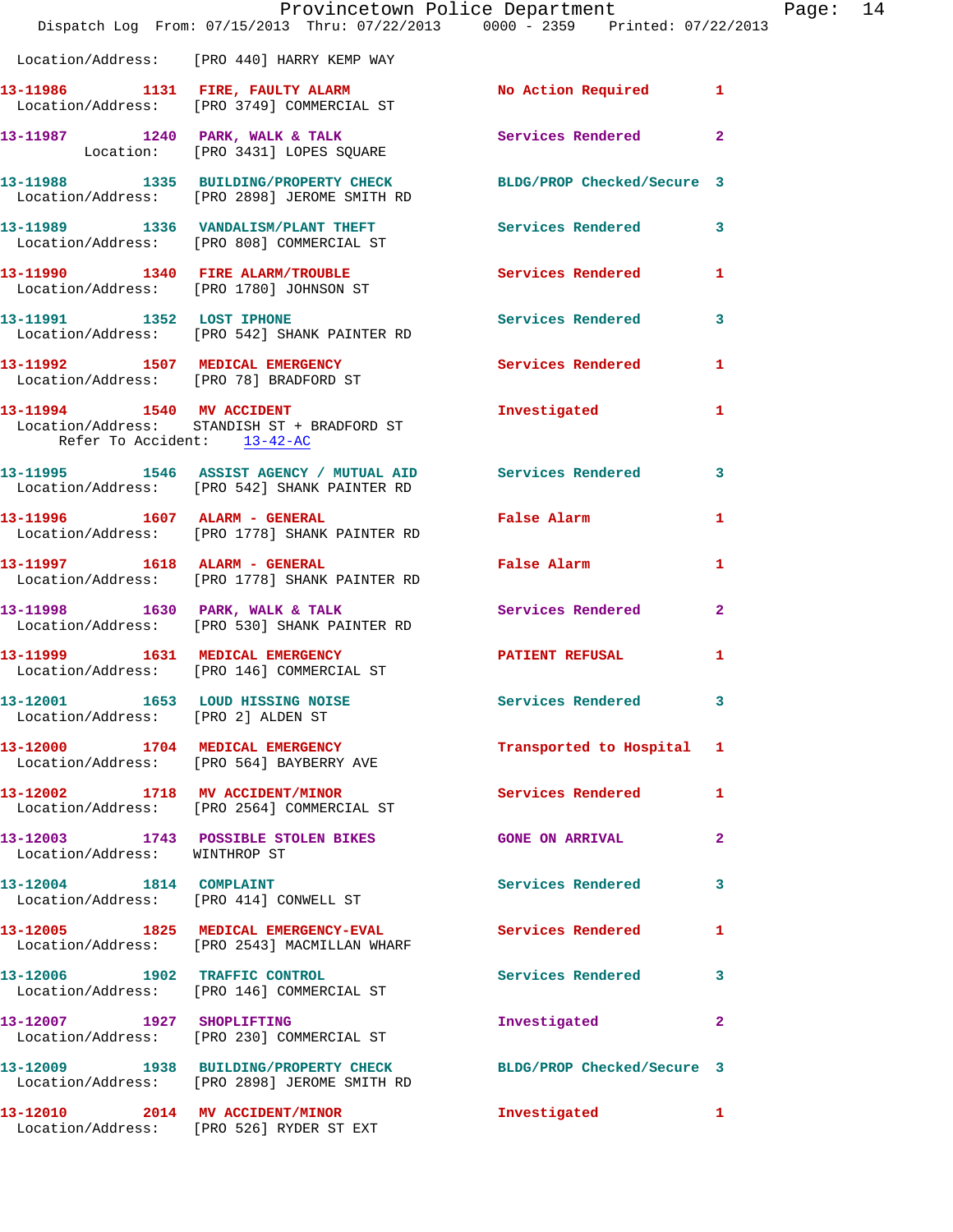Location/Address: [PRO 440] HARRY KEMP WAY

**13-11986** 1131 **FIRE, FAULTY ALARM** No Action Required 1
Location/Address: [PRO 3749] COMMERCIAL ST

**13-11987** 1240 **PARK, WALK & TALK** Services Rendered 2
Location: [PRO 3431] LOPES SQUARE

**13-11988** 1335 **BUILDING/PROPERTY CHECK** BLDG/PROP Checked/Secure 3
Location/Address: [PRO 2898] JEROME SMITH RD

**13-11989** 1336 **VANDALISM/PLANT THEFT** Services Rendered 3
Location/Address: [PRO 808] COMMERCIAL ST

**13-11990** 1340 **FIRE ALARM/TROUBLE** Services Rendered 1
Location/Address: [PRO 1780] JOHNSON ST

**13-11991** 1352 **LOST IPHONE** Services Rendered 3
Location/Address: [PRO 542] SHANK PAINTER RD

**13-11992** 1507 **MEDICAL EMERGENCY** Services Rendered 1
Location/Address: [PRO 78] BRADFORD ST

**13-11994** 1540 **MV ACCIDENT** Investigated 1
Location/Address: STANDISH ST + BRADFORD ST
Refer To Accident: 13-42-AC

**13-11995** 1546 **ASSIST AGENCY / MUTUAL AID** Services Rendered 3
Location/Address: [PRO 542] SHANK PAINTER RD

**13-11996** 1607 **ALARM - GENERAL** False Alarm 1
Location/Address: [PRO 1778] SHANK PAINTER RD

**13-11997** 1618 **ALARM - GENERAL** False Alarm 1
Location/Address: [PRO 1778] SHANK PAINTER RD

**13-11998** 1630 **PARK, WALK & TALK** Services Rendered 2
Location/Address: [PRO 530] SHANK PAINTER RD

**13-11999** 1631 **MEDICAL EMERGENCY** PATIENT REFUSAL 1
Location/Address: [PRO 146] COMMERCIAL ST

**13-12001** 1653 **LOUD HISSING NOISE** Services Rendered 3
Location/Address: [PRO 2] ALDEN ST

**13-12000** 1704 **MEDICAL EMERGENCY** Transported to Hospital 1
Location/Address: [PRO 564] BAYBERRY AVE

**13-12002** 1718 **MV ACCIDENT/MINOR** Services Rendered 1
Location/Address: [PRO 2564] COMMERCIAL ST

**13-12003** 1743 **POSSIBLE STOLEN BIKES** GONE ON ARRIVAL 2
Location/Address: WINTHROP ST

**13-12004** 1814 **COMPLAINT** Services Rendered 3
Location/Address: [PRO 414] CONWELL ST

**13-12005** 1825 **MEDICAL EMERGENCY-EVAL** Services Rendered 1
Location/Address: [PRO 2543] MACMILLAN WHARF

**13-12006** 1902 **TRAFFIC CONTROL** Services Rendered 3
Location/Address: [PRO 146] COMMERCIAL ST

**13-12007** 1927 **SHOPLIFTING** Investigated 2
Location/Address: [PRO 230] COMMERCIAL ST

**13-12009** 1938 **BUILDING/PROPERTY CHECK** BLDG/PROP Checked/Secure 3
Location/Address: [PRO 2898] JEROME SMITH RD

**13-12010** 2014 **MV ACCIDENT/MINOR** Investigated 1
Location/Address: [PRO 526] RYDER ST EXT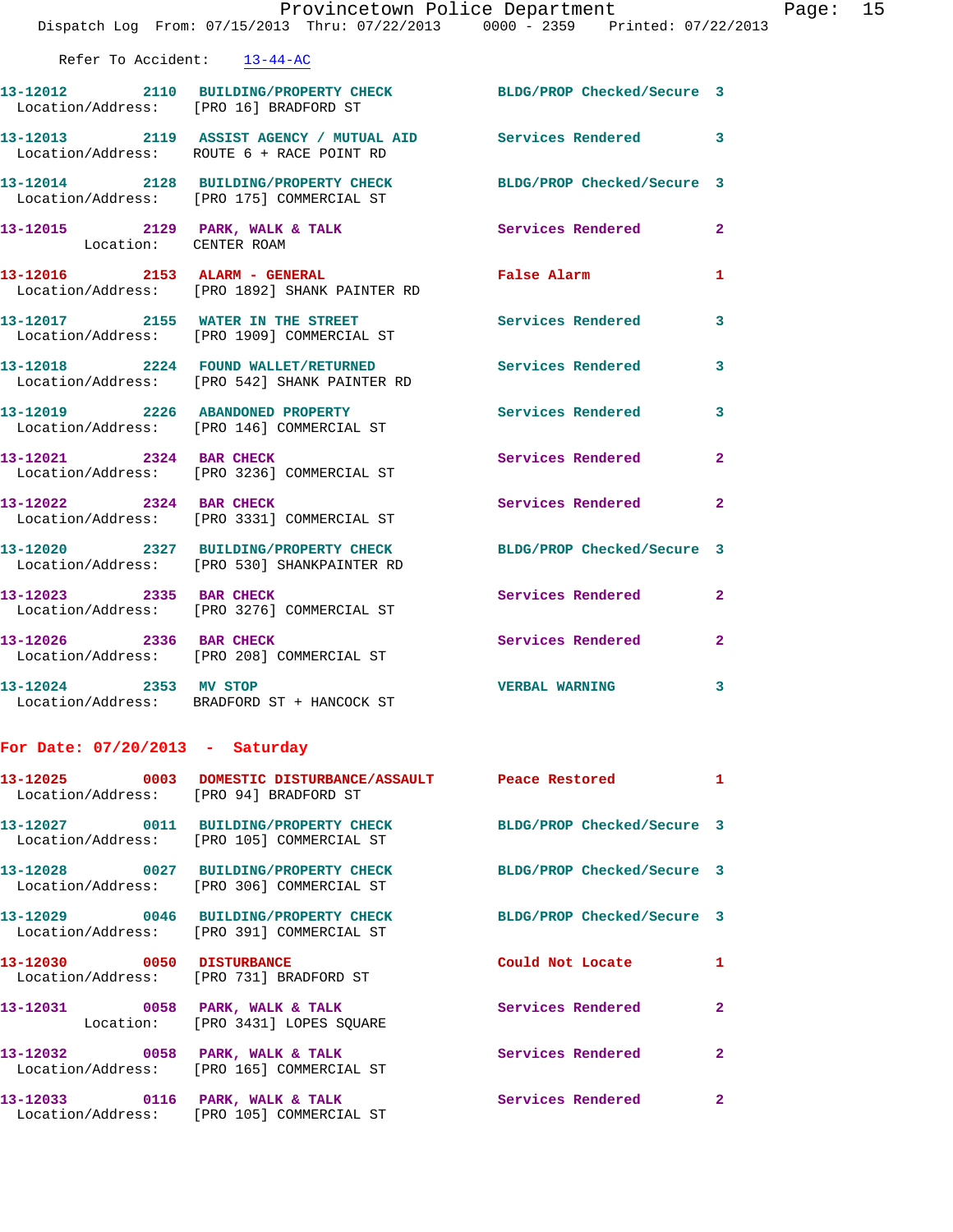Refer To Accident: 13-44-AC

| | | | | |
|---|---|---|---|---|
| 13-12012 | 2110 | BUILDING/PROPERTY CHECK | BLDG/PROP Checked/Secure | 3 |
| Location/Address: | [PRO 16] BRADFORD ST | | | |
| 13-12013 | 2119 | ASSIST AGENCY / MUTUAL AID | Services Rendered | 3 |
| Location/Address: | ROUTE 6 + RACE POINT RD | | | |
| 13-12014 | 2128 | BUILDING/PROPERTY CHECK | BLDG/PROP Checked/Secure | 3 |
| Location/Address: | [PRO 175] COMMERCIAL ST | | | |
| 13-12015 | 2129 | PARK, WALK & TALK | Services Rendered | 2 |
| Location: | CENTER ROAM | | | |
| 13-12016 | 2153 | ALARM - GENERAL | False Alarm | 1 |
| Location/Address: | [PRO 1892] SHANK PAINTER RD | | | |
| 13-12017 | 2155 | WATER IN THE STREET | Services Rendered | 3 |
| Location/Address: | [PRO 1909] COMMERCIAL ST | | | |
| 13-12018 | 2224 | FOUND WALLET/RETURNED | Services Rendered | 3 |
| Location/Address: | [PRO 542] SHANK PAINTER RD | | | |
| 13-12019 | 2226 | ABANDONED PROPERTY | Services Rendered | 3 |
| Location/Address: | [PRO 146] COMMERCIAL ST | | | |
| 13-12021 | 2324 | BAR CHECK | Services Rendered | 2 |
| Location/Address: | [PRO 3236] COMMERCIAL ST | | | |
| 13-12022 | 2324 | BAR CHECK | Services Rendered | 2 |
| Location/Address: | [PRO 3331] COMMERCIAL ST | | | |
| 13-12020 | 2327 | BUILDING/PROPERTY CHECK | BLDG/PROP Checked/Secure | 3 |
| Location/Address: | [PRO 530] SHANKPAINTER RD | | | |
| 13-12023 | 2335 | BAR CHECK | Services Rendered | 2 |
| Location/Address: | [PRO 3276] COMMERCIAL ST | | | |
| 13-12026 | 2336 | BAR CHECK | Services Rendered | 2 |
| Location/Address: | [PRO 208] COMMERCIAL ST | | | |
| 13-12024 | 2353 | MV STOP | VERBAL WARNING | 3 |
| Location/Address: | BRADFORD ST + HANCOCK ST | | | |

## For Date: 07/20/2013 - Saturday

| | | | | |
|---|---|---|---|---|
| 13-12025 | 0003 | DOMESTIC DISTURBANCE/ASSAULT | Peace Restored | 1 |
| Location/Address: | [PRO 94] BRADFORD ST | | | |
| 13-12027 | 0011 | BUILDING/PROPERTY CHECK | BLDG/PROP Checked/Secure | 3 |
| Location/Address: | [PRO 105] COMMERCIAL ST | | | |
| 13-12028 | 0027 | BUILDING/PROPERTY CHECK | BLDG/PROP Checked/Secure | 3 |
| Location/Address: | [PRO 306] COMMERCIAL ST | | | |
| 13-12029 | 0046 | BUILDING/PROPERTY CHECK | BLDG/PROP Checked/Secure | 3 |
| Location/Address: | [PRO 391] COMMERCIAL ST | | | |
| 13-12030 | 0050 | DISTURBANCE | Could Not Locate | 1 |
| Location/Address: | [PRO 731] BRADFORD ST | | | |
| 13-12031 | 0058 | PARK, WALK & TALK | Services Rendered | 2 |
| Location: | [PRO 3431] LOPES SQUARE | | | |
| 13-12032 | 0058 | PARK, WALK & TALK | Services Rendered | 2 |
| Location/Address: | [PRO 165] COMMERCIAL ST | | | |
| 13-12033 | 0116 | PARK, WALK & TALK | Services Rendered | 2 |
| Location/Address: | [PRO 105] COMMERCIAL ST | | | |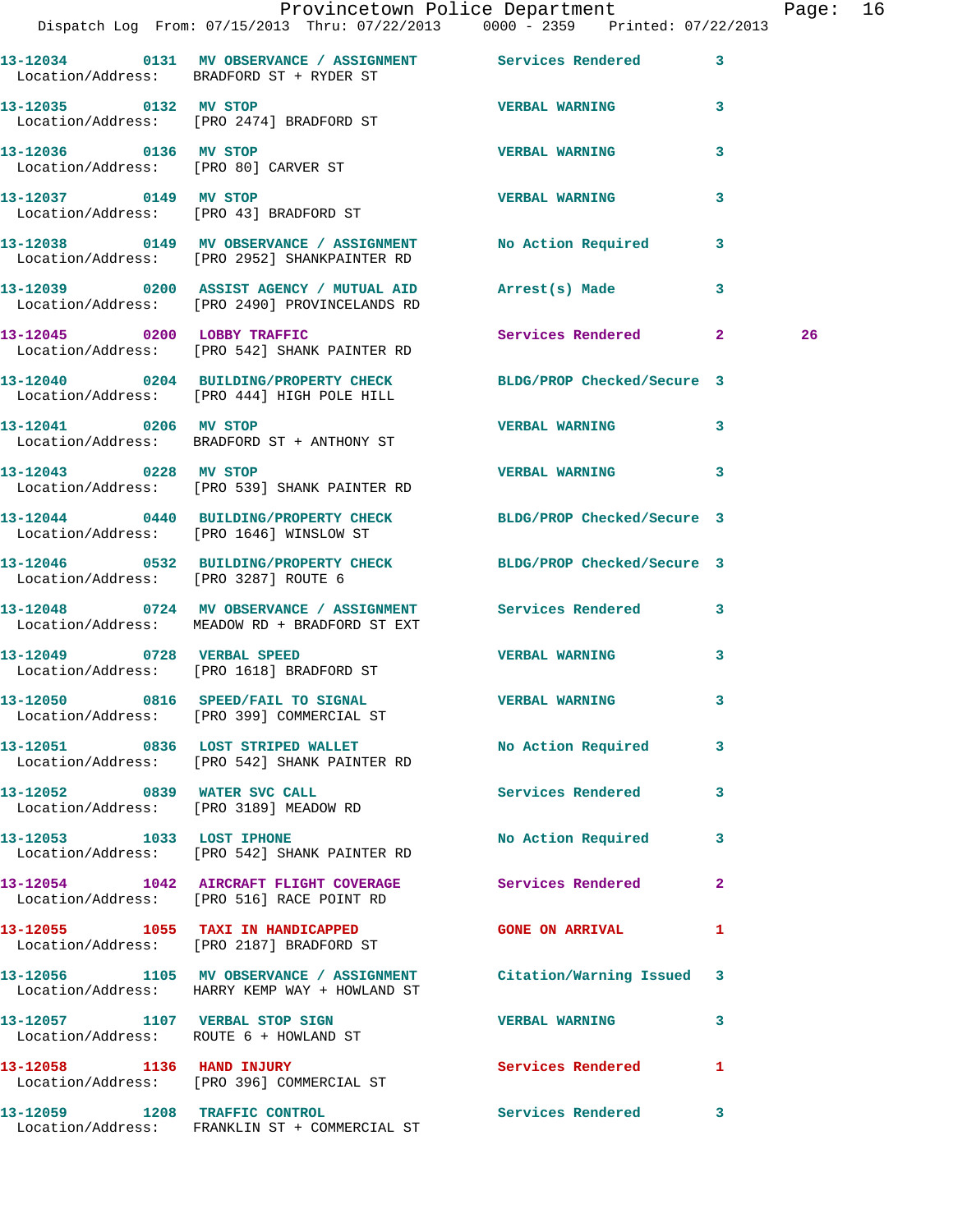| | | | | | |
|---|---|---|---|---|---|
| 13-12034 | 0131 | MV OBSERVANCE / ASSIGNMENT | Services Rendered | 3 | |
| Location/Address: | | BRADFORD ST + RYDER ST | | | |
| 13-12035 | 0132 | MV STOP | VERBAL WARNING | 3 | |
| Location/Address: | | [PRO 2474] BRADFORD ST | | | |
| 13-12036 | 0136 | MV STOP | VERBAL WARNING | 3 | |
| Location/Address: | | [PRO 80] CARVER ST | | | |
| 13-12037 | 0149 | MV STOP | VERBAL WARNING | 3 | |
| Location/Address: | | [PRO 43] BRADFORD ST | | | |
| 13-12038 | 0149 | MV OBSERVANCE / ASSIGNMENT | No Action Required | 3 | |
| Location/Address: | | [PRO 2952] SHANKPAINTER RD | | | |
| 13-12039 | 0200 | ASSIST AGENCY / MUTUAL AID | Arrest(s) Made | 3 | |
| Location/Address: | | [PRO 2490] PROVINCELANDS RD | | | |
| 13-12045 | 0200 | LOBBY TRAFFIC | Services Rendered | 2 | 26 |
| Location/Address: | | [PRO 542] SHANK PAINTER RD | | | |
| 13-12040 | 0204 | BUILDING/PROPERTY CHECK | BLDG/PROP Checked/Secure | 3 | |
| Location/Address: | | [PRO 444] HIGH POLE HILL | | | |
| 13-12041 | 0206 | MV STOP | VERBAL WARNING | 3 | |
| Location/Address: | | BRADFORD ST + ANTHONY ST | | | |
| 13-12043 | 0228 | MV STOP | VERBAL WARNING | 3 | |
| Location/Address: | | [PRO 539] SHANK PAINTER RD | | | |
| 13-12044 | 0440 | BUILDING/PROPERTY CHECK | BLDG/PROP Checked/Secure | 3 | |
| Location/Address: | | [PRO 1646] WINSLOW ST | | | |
| 13-12046 | 0532 | BUILDING/PROPERTY CHECK | BLDG/PROP Checked/Secure | 3 | |
| Location/Address: | | [PRO 3287] ROUTE 6 | | | |
| 13-12048 | 0724 | MV OBSERVANCE / ASSIGNMENT | Services Rendered | 3 | |
| Location/Address: | | MEADOW RD + BRADFORD ST EXT | | | |
| 13-12049 | 0728 | VERBAL SPEED | VERBAL WARNING | 3 | |
| Location/Address: | | [PRO 1618] BRADFORD ST | | | |
| 13-12050 | 0816 | SPEED/FAIL TO SIGNAL | VERBAL WARNING | 3 | |
| Location/Address: | | [PRO 399] COMMERCIAL ST | | | |
| 13-12051 | 0836 | LOST STRIPED WALLET | No Action Required | 3 | |
| Location/Address: | | [PRO 542] SHANK PAINTER RD | | | |
| 13-12052 | 0839 | WATER SVC CALL | Services Rendered | 3 | |
| Location/Address: | | [PRO 3189] MEADOW RD | | | |
| 13-12053 | 1033 | LOST IPHONE | No Action Required | 3 | |
| Location/Address: | | [PRO 542] SHANK PAINTER RD | | | |
| 13-12054 | 1042 | AIRCRAFT FLIGHT COVERAGE | Services Rendered | 2 | |
| Location/Address: | | [PRO 516] RACE POINT RD | | | |
| 13-12055 | 1055 | TAXI IN HANDICAPPED | GONE ON ARRIVAL | 1 | |
| Location/Address: | | [PRO 2187] BRADFORD ST | | | |
| 13-12056 | 1105 | MV OBSERVANCE / ASSIGNMENT | Citation/Warning Issued | 3 | |
| Location/Address: | | HARRY KEMP WAY + HOWLAND ST | | | |
| 13-12057 | 1107 | VERBAL STOP SIGN | VERBAL WARNING | 3 | |
| Location/Address: | | ROUTE 6 + HOWLAND ST | | | |
| 13-12058 | 1136 | HAND INJURY | Services Rendered | 1 | |
| Location/Address: | | [PRO 396] COMMERCIAL ST | | | |
| 13-12059 | 1208 | TRAFFIC CONTROL | Services Rendered | 3 | |
| Location/Address: | | FRANKLIN ST + COMMERCIAL ST | | | |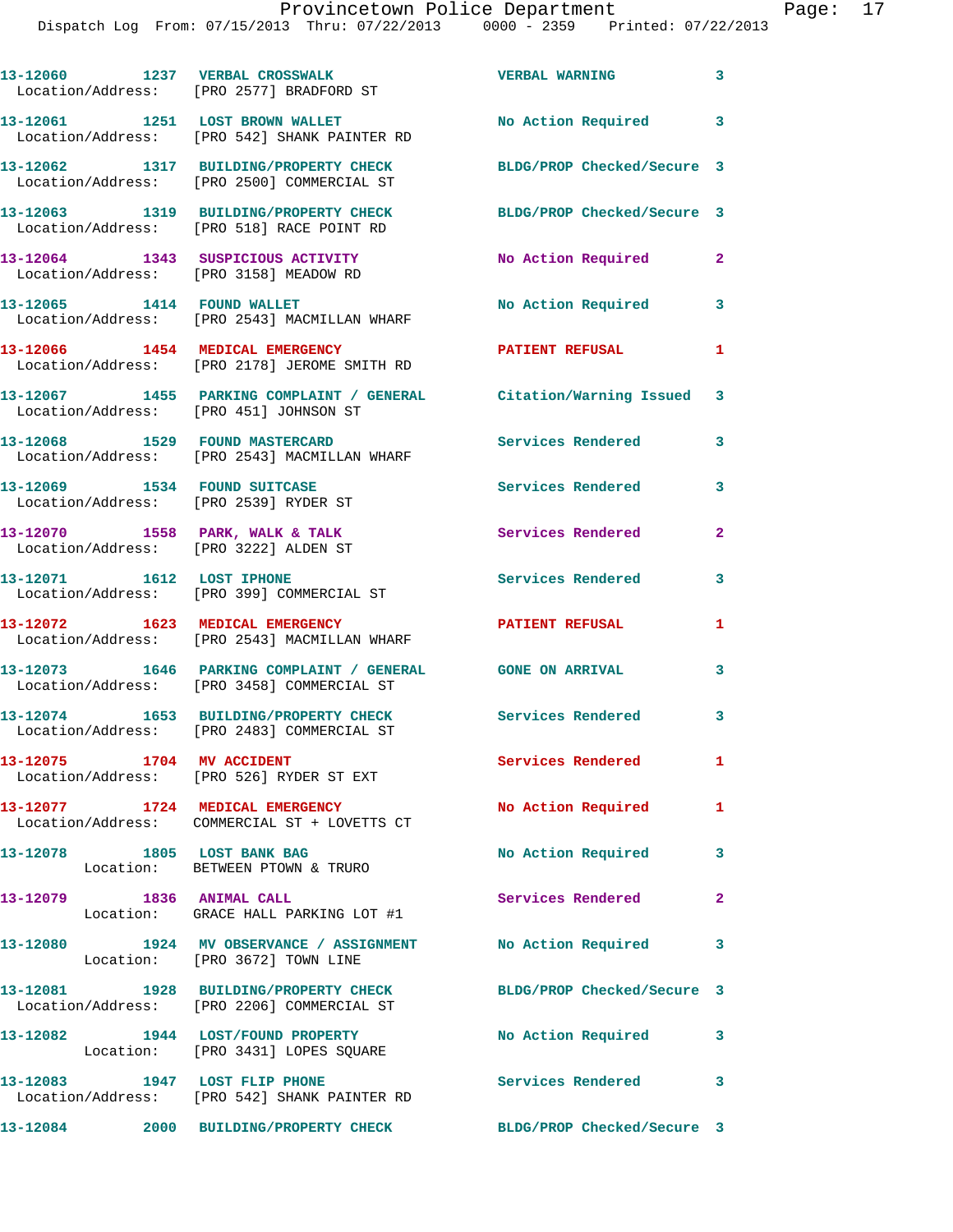13-12060 1237 VERBAL CROSSWALK VERBAL WARNING 3
Location/Address: [PRO 2577] BRADFORD ST

13-12061 1251 LOST BROWN WALLET No Action Required 3
Location/Address: [PRO 542] SHANK PAINTER RD

13-12062 1317 BUILDING/PROPERTY CHECK BLDG/PROP Checked/Secure 3
Location/Address: [PRO 2500] COMMERCIAL ST

13-12063 1319 BUILDING/PROPERTY CHECK BLDG/PROP Checked/Secure 3
Location/Address: [PRO 518] RACE POINT RD

13-12064 1343 SUSPICIOUS ACTIVITY No Action Required 2
Location/Address: [PRO 3158] MEADOW RD

13-12065 1414 FOUND WALLET No Action Required 3
Location/Address: [PRO 2543] MACMILLAN WHARF

13-12066 1454 MEDICAL EMERGENCY PATIENT REFUSAL 1
Location/Address: [PRO 2178] JEROME SMITH RD

13-12067 1455 PARKING COMPLAINT / GENERAL Citation/Warning Issued 3
Location/Address: [PRO 451] JOHNSON ST

13-12068 1529 FOUND MASTERCARD Services Rendered 3
Location/Address: [PRO 2543] MACMILLAN WHARF

13-12069 1534 FOUND SUITCASE Services Rendered 3
Location/Address: [PRO 2539] RYDER ST

13-12070 1558 PARK, WALK & TALK Services Rendered 2
Location/Address: [PRO 3222] ALDEN ST

13-12071 1612 LOST IPHONE Services Rendered 3
Location/Address: [PRO 399] COMMERCIAL ST

13-12072 1623 MEDICAL EMERGENCY PATIENT REFUSAL 1
Location/Address: [PRO 2543] MACMILLAN WHARF

13-12073 1646 PARKING COMPLAINT / GENERAL GONE ON ARRIVAL 3
Location/Address: [PRO 3458] COMMERCIAL ST

13-12074 1653 BUILDING/PROPERTY CHECK Services Rendered 3
Location/Address: [PRO 2483] COMMERCIAL ST

13-12075 1704 MV ACCIDENT Services Rendered 1
Location/Address: [PRO 526] RYDER ST EXT

13-12077 1724 MEDICAL EMERGENCY No Action Required 1
Location/Address: COMMERCIAL ST + LOVETTS CT

13-12078 1805 LOST BANK BAG No Action Required 3
Location: BETWEEN PTOWN & TRURO

13-12079 1836 ANIMAL CALL Services Rendered 2
Location: GRACE HALL PARKING LOT #1

13-12080 1924 MV OBSERVANCE / ASSIGNMENT No Action Required 3
Location: [PRO 3672] TOWN LINE

13-12081 1928 BUILDING/PROPERTY CHECK BLDG/PROP Checked/Secure 3
Location/Address: [PRO 2206] COMMERCIAL ST

13-12082 1944 LOST/FOUND PROPERTY No Action Required 3
Location: [PRO 3431] LOPES SQUARE

13-12083 1947 LOST FLIP PHONE Services Rendered 3
Location/Address: [PRO 542] SHANK PAINTER RD

13-12084 2000 BUILDING/PROPERTY CHECK BLDG/PROP Checked/Secure 3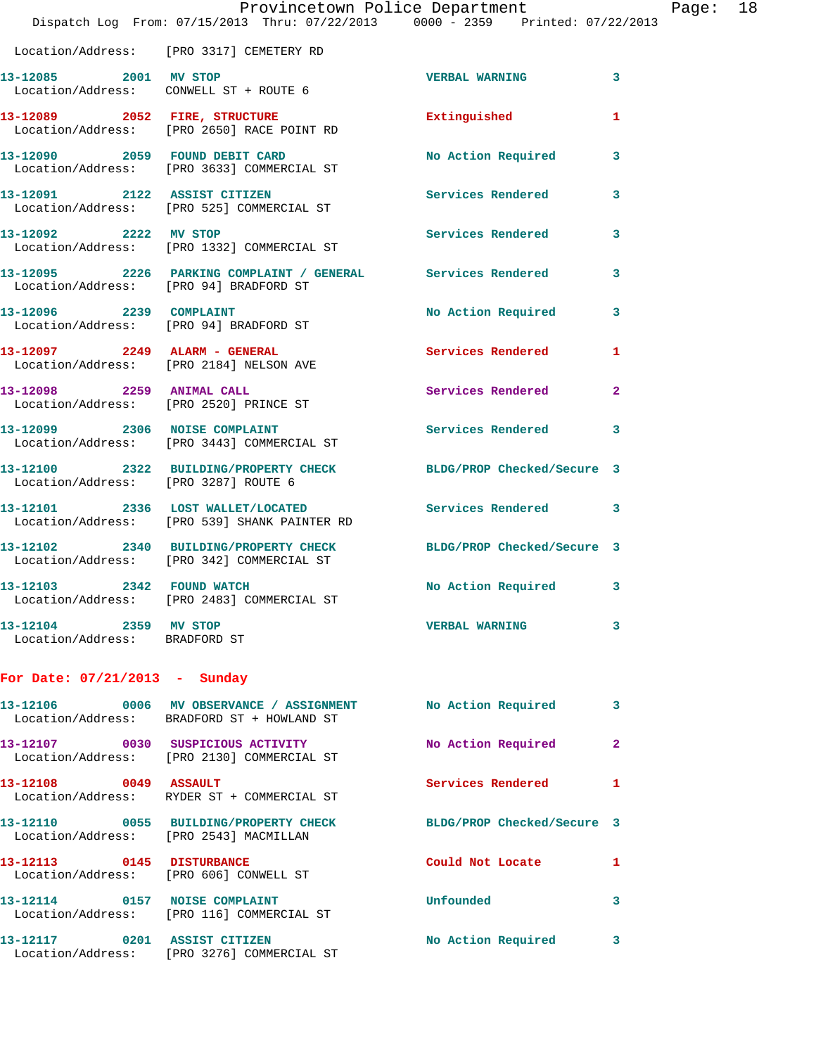Location/Address: [PRO 3317] CEMETERY RD

**13-12085 2001 MV STOP** VERBAL WARNING 3
Location/Address: CONWELL ST + ROUTE 6

**13-12089 2052 FIRE, STRUCTURE** Extinguished 1
Location/Address: [PRO 2650] RACE POINT RD

**13-12090 2059 FOUND DEBIT CARD** No Action Required 3
Location/Address: [PRO 3633] COMMERCIAL ST

**13-12091 2122 ASSIST CITIZEN** Services Rendered 3
Location/Address: [PRO 525] COMMERCIAL ST

**13-12092 2222 MV STOP** Services Rendered 3
Location/Address: [PRO 1332] COMMERCIAL ST

**13-12095 2226 PARKING COMPLAINT / GENERAL** Services Rendered 3
Location/Address: [PRO 94] BRADFORD ST

**13-12096 2239 COMPLAINT** No Action Required 3
Location/Address: [PRO 94] BRADFORD ST

**13-12097 2249 ALARM - GENERAL** Services Rendered 1
Location/Address: [PRO 2184] NELSON AVE

**13-12098 2259 ANIMAL CALL** Services Rendered 2
Location/Address: [PRO 2520] PRINCE ST

**13-12099 2306 NOISE COMPLAINT** Services Rendered 3
Location/Address: [PRO 3443] COMMERCIAL ST

**13-12100 2322 BUILDING/PROPERTY CHECK** BLDG/PROP Checked/Secure 3
Location/Address: [PRO 3287] ROUTE 6

**13-12101 2336 LOST WALLET/LOCATED** Services Rendered 3
Location/Address: [PRO 539] SHANK PAINTER RD

**13-12102 2340 BUILDING/PROPERTY CHECK** BLDG/PROP Checked/Secure 3
Location/Address: [PRO 342] COMMERCIAL ST

**13-12103 2342 FOUND WATCH** No Action Required 3
Location/Address: [PRO 2483] COMMERCIAL ST

**13-12104 2359 MV STOP** VERBAL WARNING 3
Location/Address: BRADFORD ST

## For Date: 07/21/2013 - Sunday

**13-12106 0006 MV OBSERVANCE / ASSIGNMENT** No Action Required 3
Location/Address: BRADFORD ST + HOWLAND ST

**13-12107 0030 SUSPICIOUS ACTIVITY** No Action Required 2
Location/Address: [PRO 2130] COMMERCIAL ST

**13-12108 0049 ASSAULT** Services Rendered 1
Location/Address: RYDER ST + COMMERCIAL ST

**13-12110 0055 BUILDING/PROPERTY CHECK** BLDG/PROP Checked/Secure 3
Location/Address: [PRO 2543] MACMILLAN

**13-12113 0145 DISTURBANCE** Could Not Locate 1
Location/Address: [PRO 606] CONWELL ST

**13-12114 0157 NOISE COMPLAINT** Unfounded 3
Location/Address: [PRO 116] COMMERCIAL ST

**13-12117 0201 ASSIST CITIZEN** No Action Required 3
Location/Address: [PRO 3276] COMMERCIAL ST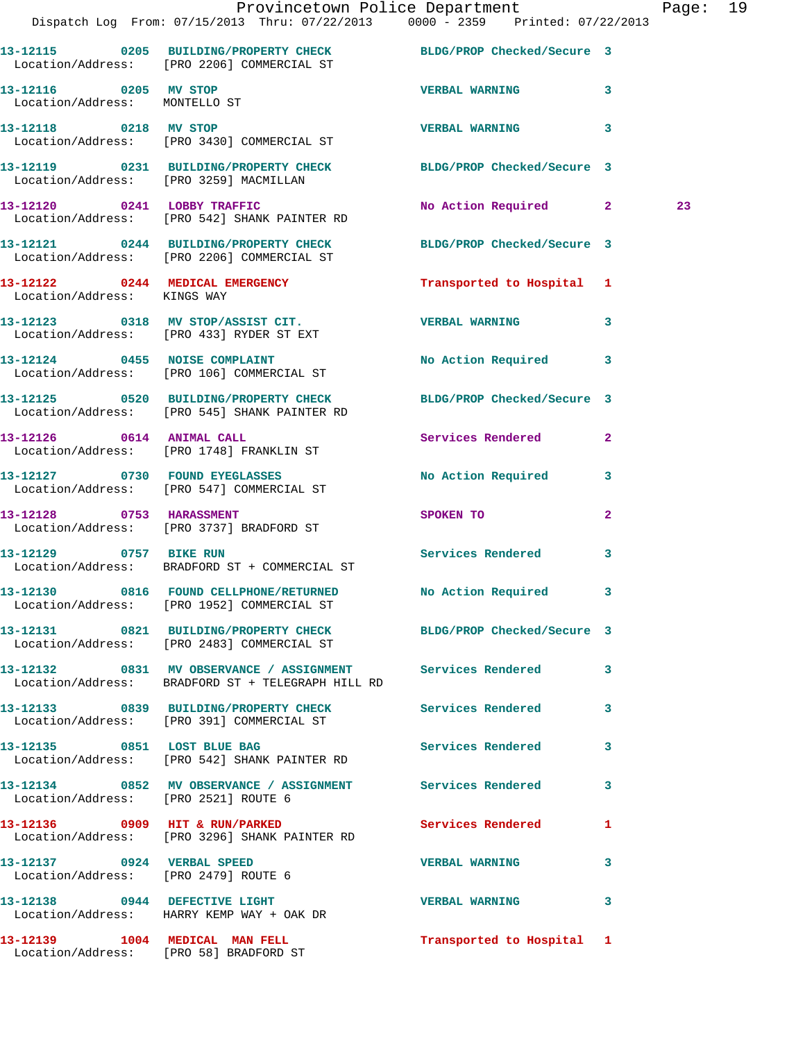13-12115 0205 BUILDING/PROPERTY CHECK BLDG/PROP Checked/Secure 3
Location/Address: [PRO 2206] COMMERCIAL ST

13-12116 0205 MV STOP VERBAL WARNING 3
Location/Address: MONTELLO ST

13-12118 0218 MV STOP VERBAL WARNING 3
Location/Address: [PRO 3430] COMMERCIAL ST

13-12119 0231 BUILDING/PROPERTY CHECK BLDG/PROP Checked/Secure 3
Location/Address: [PRO 3259] MACMILLAN

13-12120 0241 LOBBY TRAFFIC No Action Required 2 23
Location/Address: [PRO 542] SHANK PAINTER RD

13-12121 0244 BUILDING/PROPERTY CHECK BLDG/PROP Checked/Secure 3
Location/Address: [PRO 2206] COMMERCIAL ST

13-12122 0244 MEDICAL EMERGENCY Transported to Hospital 1
Location/Address: KINGS WAY

13-12123 0318 MV STOP/ASSIST CIT. VERBAL WARNING 3
Location/Address: [PRO 433] RYDER ST EXT

13-12124 0455 NOISE COMPLAINT No Action Required 3
Location/Address: [PRO 106] COMMERCIAL ST

13-12125 0520 BUILDING/PROPERTY CHECK BLDG/PROP Checked/Secure 3
Location/Address: [PRO 545] SHANK PAINTER RD

13-12126 0614 ANIMAL CALL Services Rendered 2
Location/Address: [PRO 1748] FRANKLIN ST

13-12127 0730 FOUND EYEGLASSES No Action Required 3
Location/Address: [PRO 547] COMMERCIAL ST

13-12128 0753 HARASSMENT SPOKEN TO 2
Location/Address: [PRO 3737] BRADFORD ST

13-12129 0757 BIKE RUN Services Rendered 3
Location/Address: BRADFORD ST + COMMERCIAL ST

13-12130 0816 FOUND CELLPHONE/RETURNED No Action Required 3
Location/Address: [PRO 1952] COMMERCIAL ST

13-12131 0821 BUILDING/PROPERTY CHECK BLDG/PROP Checked/Secure 3
Location/Address: [PRO 2483] COMMERCIAL ST

13-12132 0831 MV OBSERVANCE / ASSIGNMENT Services Rendered 3
Location/Address: BRADFORD ST + TELEGRAPH HILL RD

13-12133 0839 BUILDING/PROPERTY CHECK Services Rendered 3
Location/Address: [PRO 391] COMMERCIAL ST

13-12135 0851 LOST BLUE BAG Services Rendered 3
Location/Address: [PRO 542] SHANK PAINTER RD

13-12134 0852 MV OBSERVANCE / ASSIGNMENT Services Rendered 3
Location/Address: [PRO 2521] ROUTE 6

13-12136 0909 HIT & RUN/PARKED Services Rendered 1
Location/Address: [PRO 3296] SHANK PAINTER RD

13-12137 0924 VERBAL SPEED VERBAL WARNING 3
Location/Address: [PRO 2479] ROUTE 6

13-12138 0944 DEFECTIVE LIGHT VERBAL WARNING 3
Location/Address: HARRY KEMP WAY + OAK DR

13-12139 1004 MEDICAL MAN FELL Transported to Hospital 1
Location/Address: [PRO 58] BRADFORD ST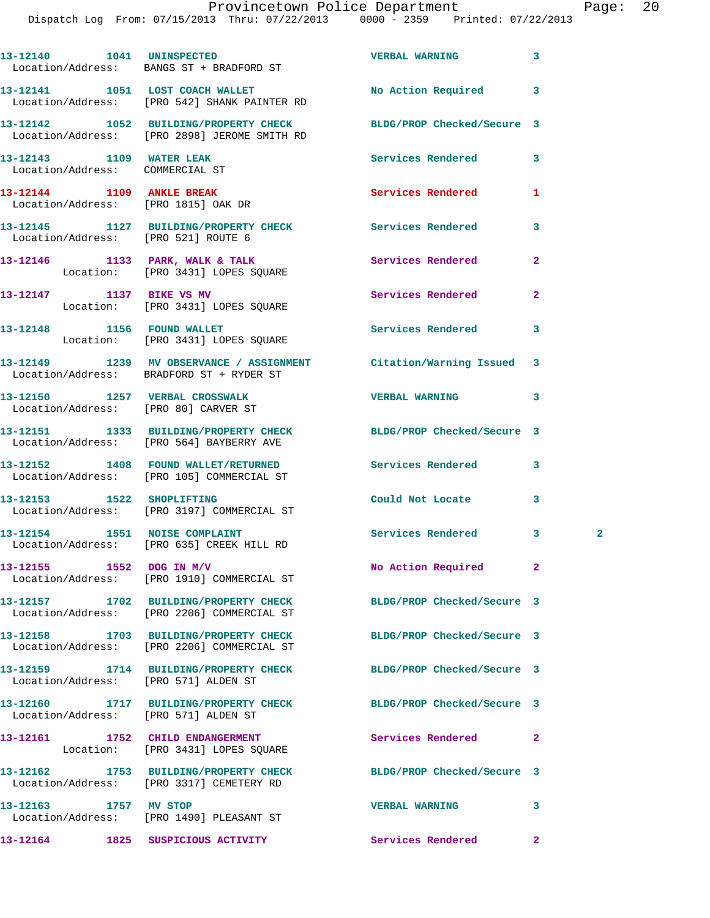| | | | | | |
|---|---|---|---|---|---|
| 13-12140 | 1041 | UNINSPECTED | VERBAL WARNING | 3 | |
| Location/Address: | | BANGS ST + BRADFORD ST | | | |
| 13-12141 | 1051 | LOST COACH WALLET | No Action Required | 3 | |
| Location/Address: | | [PRO 542] SHANK PAINTER RD | | | |
| 13-12142 | 1052 | BUILDING/PROPERTY CHECK | BLDG/PROP Checked/Secure | 3 | |
| Location/Address: | | [PRO 2898] JEROME SMITH RD | | | |
| 13-12143 | 1109 | WATER LEAK | Services Rendered | 3 | |
| Location/Address: | | COMMERCIAL ST | | | |
| 13-12144 | 1109 | ANKLE BREAK | Services Rendered | 1 | |
| Location/Address: | | [PRO 1815] OAK DR | | | |
| 13-12145 | 1127 | BUILDING/PROPERTY CHECK | Services Rendered | 3 | |
| Location/Address: | | [PRO 521] ROUTE 6 | | | |
| 13-12146 | 1133 | PARK, WALK & TALK | Services Rendered | 2 | |
| Location: | | [PRO 3431] LOPES SQUARE | | | |
| 13-12147 | 1137 | BIKE VS MV | Services Rendered | 2 | |
| Location: | | [PRO 3431] LOPES SQUARE | | | |
| 13-12148 | 1156 | FOUND WALLET | Services Rendered | 3 | |
| Location: | | [PRO 3431] LOPES SQUARE | | | |
| 13-12149 | 1239 | MV OBSERVANCE / ASSIGNMENT | Citation/Warning Issued | 3 | |
| Location/Address: | | BRADFORD ST + RYDER ST | | | |
| 13-12150 | 1257 | VERBAL CROSSWALK | VERBAL WARNING | 3 | |
| Location/Address: | | [PRO 80] CARVER ST | | | |
| 13-12151 | 1333 | BUILDING/PROPERTY CHECK | BLDG/PROP Checked/Secure | 3 | |
| Location/Address: | | [PRO 564] BAYBERRY AVE | | | |
| 13-12152 | 1408 | FOUND WALLET/RETURNED | Services Rendered | 3 | |
| Location/Address: | | [PRO 105] COMMERCIAL ST | | | |
| 13-12153 | 1522 | SHOPLIFTING | Could Not Locate | 3 | |
| Location/Address: | | [PRO 3197] COMMERCIAL ST | | | |
| 13-12154 | 1551 | NOISE COMPLAINT | Services Rendered | 3 | 2 |
| Location/Address: | | [PRO 635] CREEK HILL RD | | | |
| 13-12155 | 1552 | DOG IN M/V | No Action Required | 2 | |
| Location/Address: | | [PRO 1910] COMMERCIAL ST | | | |
| 13-12157 | 1702 | BUILDING/PROPERTY CHECK | BLDG/PROP Checked/Secure | 3 | |
| Location/Address: | | [PRO 2206] COMMERCIAL ST | | | |
| 13-12158 | 1703 | BUILDING/PROPERTY CHECK | BLDG/PROP Checked/Secure | 3 | |
| Location/Address: | | [PRO 2206] COMMERCIAL ST | | | |
| 13-12159 | 1714 | BUILDING/PROPERTY CHECK | BLDG/PROP Checked/Secure | 3 | |
| Location/Address: | | [PRO 571] ALDEN ST | | | |
| 13-12160 | 1717 | BUILDING/PROPERTY CHECK | BLDG/PROP Checked/Secure | 3 | |
| Location/Address: | | [PRO 571] ALDEN ST | | | |
| 13-12161 | 1752 | CHILD ENDANGERMENT | Services Rendered | 2 | |
| Location: | | [PRO 3431] LOPES SQUARE | | | |
| 13-12162 | 1753 | BUILDING/PROPERTY CHECK | BLDG/PROP Checked/Secure | 3 | |
| Location/Address: | | [PRO 3317] CEMETERY RD | | | |
| 13-12163 | 1757 | MV STOP | VERBAL WARNING | 3 | |
| Location/Address: | | [PRO 1490] PLEASANT ST | | | |
| 13-12164 | 1825 | SUSPICIOUS ACTIVITY | Services Rendered | 2 | |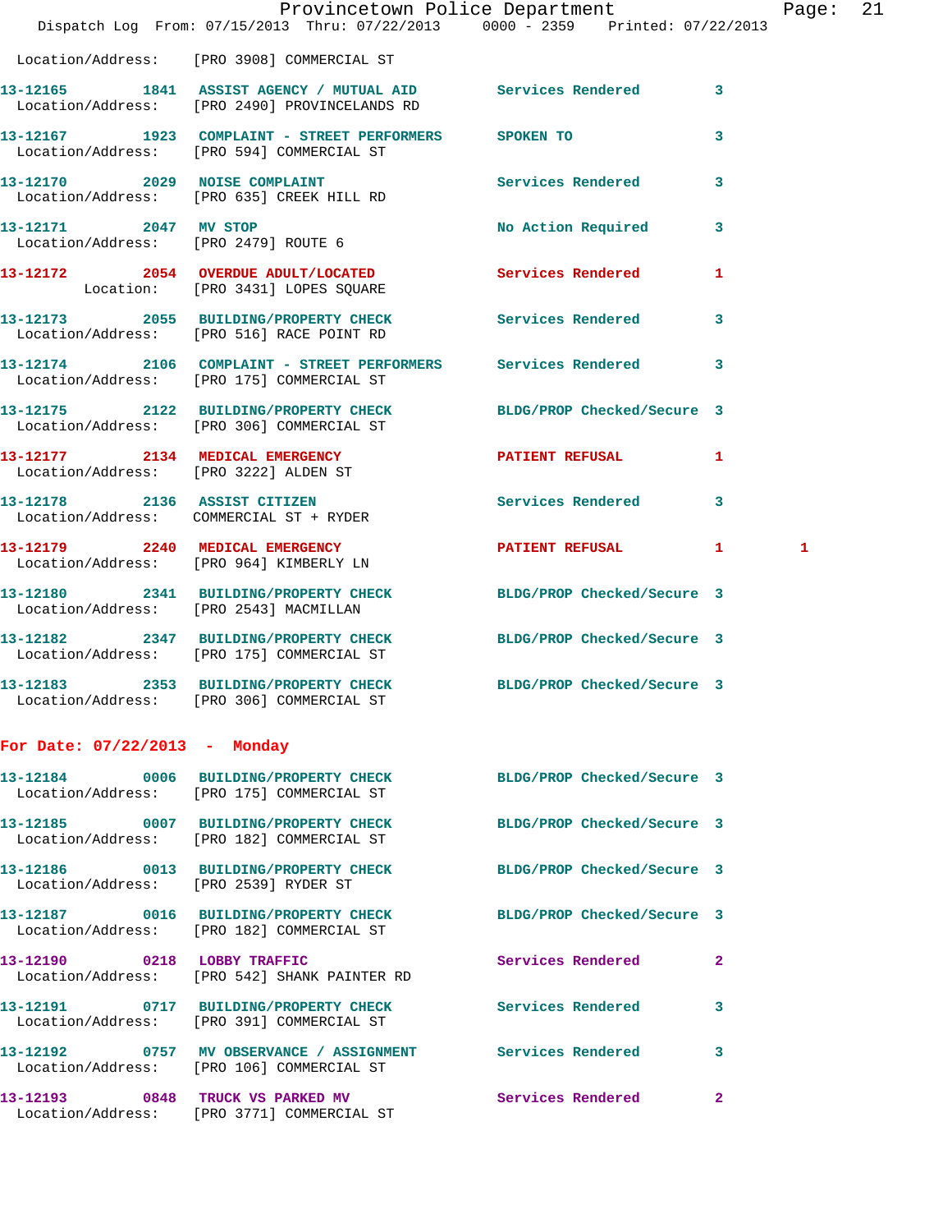Location/Address: [PRO 3908] COMMERCIAL ST

13-12165 1841 ASSIST AGENCY / MUTUAL AID Services Rendered 3
Location/Address: [PRO 2490] PROVINCELANDS RD

13-12167 1923 COMPLAINT - STREET PERFORMERS SPOKEN TO 3
Location/Address: [PRO 594] COMMERCIAL ST

13-12170 2029 NOISE COMPLAINT Services Rendered 3
Location/Address: [PRO 635] CREEK HILL RD

13-12171 2047 MV STOP No Action Required 3
Location/Address: [PRO 2479] ROUTE 6

13-12172 2054 OVERDUE ADULT/LOCATED Services Rendered 1
Location: [PRO 3431] LOPES SQUARE

13-12173 2055 BUILDING/PROPERTY CHECK Services Rendered 3
Location/Address: [PRO 516] RACE POINT RD

13-12174 2106 COMPLAINT - STREET PERFORMERS Services Rendered 3
Location/Address: [PRO 175] COMMERCIAL ST

13-12175 2122 BUILDING/PROPERTY CHECK BLDG/PROP Checked/Secure 3
Location/Address: [PRO 306] COMMERCIAL ST

13-12177 2134 MEDICAL EMERGENCY PATIENT REFUSAL 1
Location/Address: [PRO 3222] ALDEN ST

13-12178 2136 ASSIST CITIZEN Services Rendered 3
Location/Address: COMMERCIAL ST + RYDER

13-12179 2240 MEDICAL EMERGENCY PATIENT REFUSAL 1 1
Location/Address: [PRO 964] KIMBERLY LN

13-12180 2341 BUILDING/PROPERTY CHECK BLDG/PROP Checked/Secure 3
Location/Address: [PRO 2543] MACMILLAN

13-12182 2347 BUILDING/PROPERTY CHECK BLDG/PROP Checked/Secure 3
Location/Address: [PRO 175] COMMERCIAL ST

13-12183 2353 BUILDING/PROPERTY CHECK BLDG/PROP Checked/Secure 3
Location/Address: [PRO 306] COMMERCIAL ST

## For Date: 07/22/2013 - Monday

13-12184 0006 BUILDING/PROPERTY CHECK BLDG/PROP Checked/Secure 3
Location/Address: [PRO 175] COMMERCIAL ST

13-12185 0007 BUILDING/PROPERTY CHECK BLDG/PROP Checked/Secure 3
Location/Address: [PRO 182] COMMERCIAL ST

13-12186 0013 BUILDING/PROPERTY CHECK BLDG/PROP Checked/Secure 3
Location/Address: [PRO 2539] RYDER ST

13-12187 0016 BUILDING/PROPERTY CHECK BLDG/PROP Checked/Secure 3
Location/Address: [PRO 182] COMMERCIAL ST

13-12190 0218 LOBBY TRAFFIC Services Rendered 2
Location/Address: [PRO 542] SHANK PAINTER RD

13-12191 0717 BUILDING/PROPERTY CHECK Services Rendered 3
Location/Address: [PRO 391] COMMERCIAL ST

13-12192 0757 MV OBSERVANCE / ASSIGNMENT Services Rendered 3
Location/Address: [PRO 106] COMMERCIAL ST

13-12193 0848 TRUCK VS PARKED MV Services Rendered 2
Location/Address: [PRO 3771] COMMERCIAL ST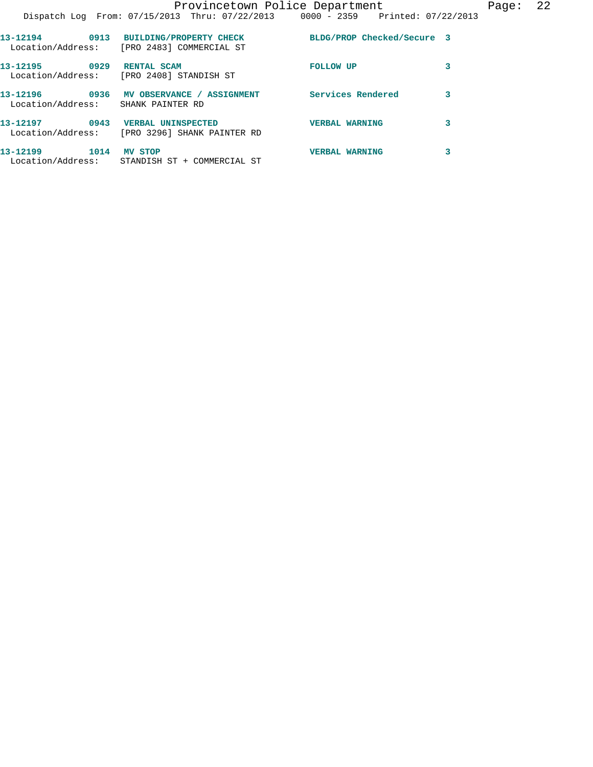13-12194 0913 BUILDING/PROPERTY CHECK BLDG/PROP Checked/Secure 3
Location/Address: [PRO 2483] COMMERCIAL ST

13-12195 0929 RENTAL SCAM FOLLOW UP 3
Location/Address: [PRO 2408] STANDISH ST

13-12196 0936 MV OBSERVANCE / ASSIGNMENT Services Rendered 3
Location/Address: SHANK PAINTER RD

13-12197 0943 VERBAL UNINSPECTED VERBAL WARNING 3
Location/Address: [PRO 3296] SHANK PAINTER RD

13-12199 1014 MV STOP VERBAL WARNING 3
Location/Address: STANDISH ST + COMMERCIAL ST